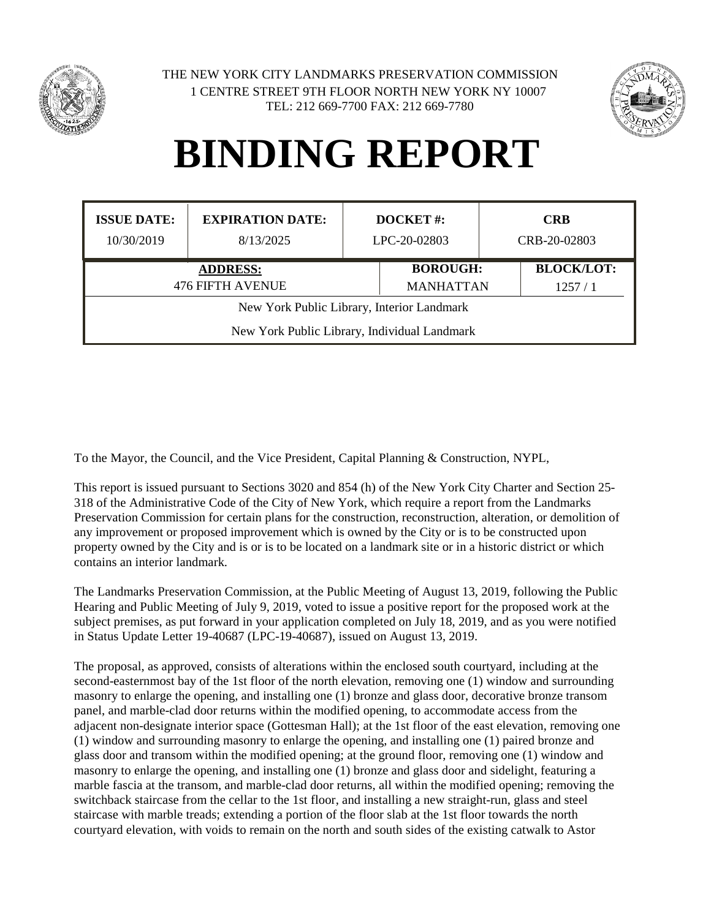THE NEW YORK CITY LANDMARKS PRESERVATION COMMISSION
1 CENTRE STREET 9TH FLOOR NORTH NEW YORK NY 10007
TEL: 212 669-7700 FAX: 212 669-7780

# BINDING REPORT

| ISSUE DATE: | EXPIRATION DATE: | DOCKET #: | CRB |
|---|---|---|---|
| 10/30/2019 | 8/13/2025 | LPC-20-02803 | CRB-20-02803 |

| ADDRESS: | BOROUGH: | BLOCK/LOT: |
|---|---|---|
| 476 FIFTH AVENUE | MANHATTAN | 1257 / 1 |

New York Public Library, Interior Landmark

New York Public Library, Individual Landmark

To the Mayor, the Council, and the Vice President, Capital Planning & Construction, NYPL,

This report is issued pursuant to Sections 3020 and 854 (h) of the New York City Charter and Section 25-318 of the Administrative Code of the City of New York, which require a report from the Landmarks Preservation Commission for certain plans for the construction, reconstruction, alteration, or demolition of any improvement or proposed improvement which is owned by the City or is to be constructed upon property owned by the City and is or is to be located on a landmark site or in a historic district or which contains an interior landmark.

The Landmarks Preservation Commission, at the Public Meeting of August 13, 2019, following the Public Hearing and Public Meeting of July 9, 2019, voted to issue a positive report for the proposed work at the subject premises, as put forward in your application completed on July 18, 2019, and as you were notified in Status Update Letter 19-40687 (LPC-19-40687), issued on August 13, 2019.

The proposal, as approved, consists of alterations within the enclosed south courtyard, including at the second-easternmost bay of the 1st floor of the north elevation, removing one (1) window and surrounding masonry to enlarge the opening, and installing one (1) bronze and glass door, decorative bronze transom panel, and marble-clad door returns within the modified opening, to accommodate access from the adjacent non-designate interior space (Gottesman Hall); at the 1st floor of the east elevation, removing one (1) window and surrounding masonry to enlarge the opening, and installing one (1) paired bronze and glass door and transom within the modified opening; at the ground floor, removing one (1) window and masonry to enlarge the opening, and installing one (1) bronze and glass door and sidelight, featuring a marble fascia at the transom, and marble-clad door returns, all within the modified opening; removing the switchback staircase from the cellar to the 1st floor, and installing a new straight-run, glass and steel staircase with marble treads; extending a portion of the floor slab at the 1st floor towards the north courtyard elevation, with voids to remain on the north and south sides of the existing catwalk to Astor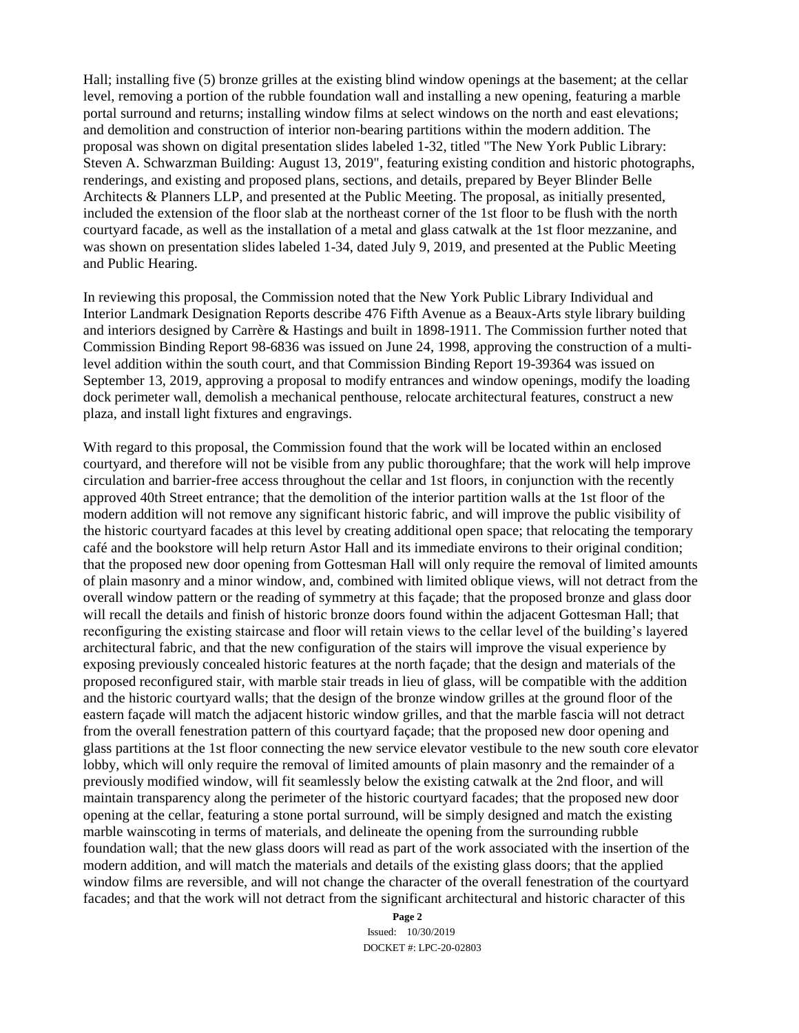Hall; installing five (5) bronze grilles at the existing blind window openings at the basement; at the cellar level, removing a portion of the rubble foundation wall and installing a new opening, featuring a marble portal surround and returns; installing window films at select windows on the north and east elevations; and demolition and construction of interior non-bearing partitions within the modern addition. The proposal was shown on digital presentation slides labeled 1-32, titled "The New York Public Library: Steven A. Schwarzman Building: August 13, 2019", featuring existing condition and historic photographs, renderings, and existing and proposed plans, sections, and details, prepared by Beyer Blinder Belle Architects & Planners LLP, and presented at the Public Meeting. The proposal, as initially presented, included the extension of the floor slab at the northeast corner of the 1st floor to be flush with the north courtyard facade, as well as the installation of a metal and glass catwalk at the 1st floor mezzanine, and was shown on presentation slides labeled 1-34, dated July 9, 2019, and presented at the Public Meeting and Public Hearing.

In reviewing this proposal, the Commission noted that the New York Public Library Individual and Interior Landmark Designation Reports describe 476 Fifth Avenue as a Beaux-Arts style library building and interiors designed by Carrère & Hastings and built in 1898-1911. The Commission further noted that Commission Binding Report 98-6836 was issued on June 24, 1998, approving the construction of a multi-level addition within the south court, and that Commission Binding Report 19-39364 was issued on September 13, 2019, approving a proposal to modify entrances and window openings, modify the loading dock perimeter wall, demolish a mechanical penthouse, relocate architectural features, construct a new plaza, and install light fixtures and engravings.

With regard to this proposal, the Commission found that the work will be located within an enclosed courtyard, and therefore will not be visible from any public thoroughfare; that the work will help improve circulation and barrier-free access throughout the cellar and 1st floors, in conjunction with the recently approved 40th Street entrance; that the demolition of the interior partition walls at the 1st floor of the modern addition will not remove any significant historic fabric, and will improve the public visibility of the historic courtyard facades at this level by creating additional open space; that relocating the temporary café and the bookstore will help return Astor Hall and its immediate environs to their original condition; that the proposed new door opening from Gottesman Hall will only require the removal of limited amounts of plain masonry and a minor window, and, combined with limited oblique views, will not detract from the overall window pattern or the reading of symmetry at this façade; that the proposed bronze and glass door will recall the details and finish of historic bronze doors found within the adjacent Gottesman Hall; that reconfiguring the existing staircase and floor will retain views to the cellar level of the building's layered architectural fabric, and that the new configuration of the stairs will improve the visual experience by exposing previously concealed historic features at the north façade; that the design and materials of the proposed reconfigured stair, with marble stair treads in lieu of glass, will be compatible with the addition and the historic courtyard walls; that the design of the bronze window grilles at the ground floor of the eastern façade will match the adjacent historic window grilles, and that the marble fascia will not detract from the overall fenestration pattern of this courtyard façade; that the proposed new door opening and glass partitions at the 1st floor connecting the new service elevator vestibule to the new south core elevator lobby, which will only require the removal of limited amounts of plain masonry and the remainder of a previously modified window, will fit seamlessly below the existing catwalk at the 2nd floor, and will maintain transparency along the perimeter of the historic courtyard facades; that the proposed new door opening at the cellar, featuring a stone portal surround, will be simply designed and match the existing marble wainscoting in terms of materials, and delineate the opening from the surrounding rubble foundation wall; that the new glass doors will read as part of the work associated with the insertion of the modern addition, and will match the materials and details of the existing glass doors; that the applied window films are reversible, and will not change the character of the overall fenestration of the courtyard facades; and that the work will not detract from the significant architectural and historic character of this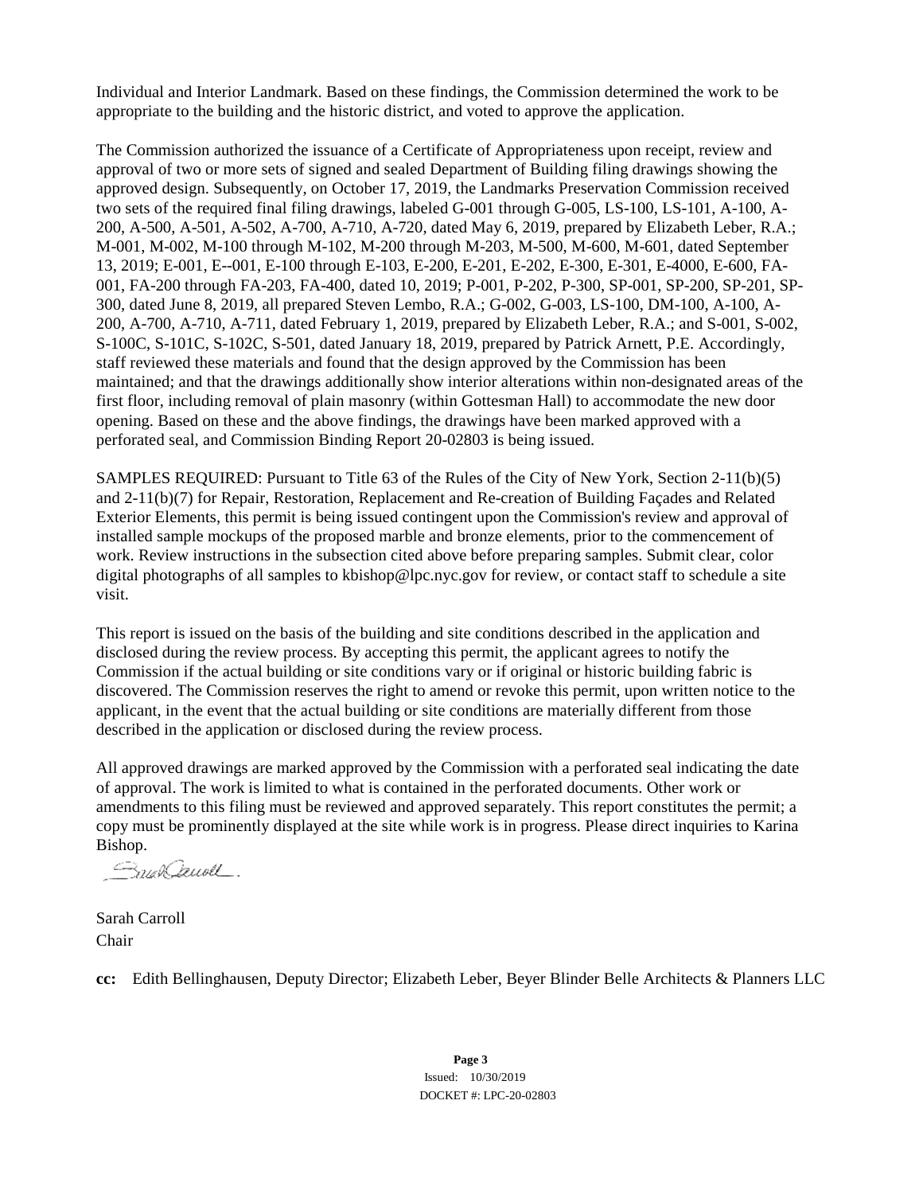Individual and Interior Landmark. Based on these findings, the Commission determined the work to be appropriate to the building and the historic district, and voted to approve the application.

The Commission authorized the issuance of a Certificate of Appropriateness upon receipt, review and approval of two or more sets of signed and sealed Department of Building filing drawings showing the approved design. Subsequently, on October 17, 2019, the Landmarks Preservation Commission received two sets of the required final filing drawings, labeled G-001 through G-005, LS-100, LS-101, A-100, A-200, A-500, A-501, A-502, A-700, A-710, A-720, dated May 6, 2019, prepared by Elizabeth Leber, R.A.; M-001, M-002, M-100 through M-102, M-200 through M-203, M-500, M-600, M-601, dated September 13, 2019; E-001, E--001, E-100 through E-103, E-200, E-201, E-202, E-300, E-301, E-4000, E-600, FA-001, FA-200 through FA-203, FA-400, dated 10, 2019; P-001, P-202, P-300, SP-001, SP-200, SP-201, SP-300, dated June 8, 2019, all prepared Steven Lembo, R.A.; G-002, G-003, LS-100, DM-100, A-100, A-200, A-700, A-710, A-711, dated February 1, 2019, prepared by Elizabeth Leber, R.A.; and S-001, S-002, S-100C, S-101C, S-102C, S-501, dated January 18, 2019, prepared by Patrick Arnett, P.E. Accordingly, staff reviewed these materials and found that the design approved by the Commission has been maintained; and that the drawings additionally show interior alterations within non-designated areas of the first floor, including removal of plain masonry (within Gottesman Hall) to accommodate the new door opening. Based on these and the above findings, the drawings have been marked approved with a perforated seal, and Commission Binding Report 20-02803 is being issued.

SAMPLES REQUIRED: Pursuant to Title 63 of the Rules of the City of New York, Section 2-11(b)(5) and 2-11(b)(7) for Repair, Restoration, Replacement and Re-creation of Building Façades and Related Exterior Elements, this permit is being issued contingent upon the Commission's review and approval of installed sample mockups of the proposed marble and bronze elements, prior to the commencement of work. Review instructions in the subsection cited above before preparing samples. Submit clear, color digital photographs of all samples to kbishop@lpc.nyc.gov for review, or contact staff to schedule a site visit.

This report is issued on the basis of the building and site conditions described in the application and disclosed during the review process. By accepting this permit, the applicant agrees to notify the Commission if the actual building or site conditions vary or if original or historic building fabric is discovered. The Commission reserves the right to amend or revoke this permit, upon written notice to the applicant, in the event that the actual building or site conditions are materially different from those described in the application or disclosed during the review process.

All approved drawings are marked approved by the Commission with a perforated seal indicating the date of approval. The work is limited to what is contained in the perforated documents. Other work or amendments to this filing must be reviewed and approved separately. This report constitutes the permit; a copy must be prominently displayed at the site while work is in progress. Please direct inquiries to Karina Bishop.

Sarah Carroll
Chair

**cc:** Edith Bellinghausen, Deputy Director; Elizabeth Leber, Beyer Blinder Belle Architects & Planners LLC

Issued: 10/30/2019
DOCKET #: LPC-20-02803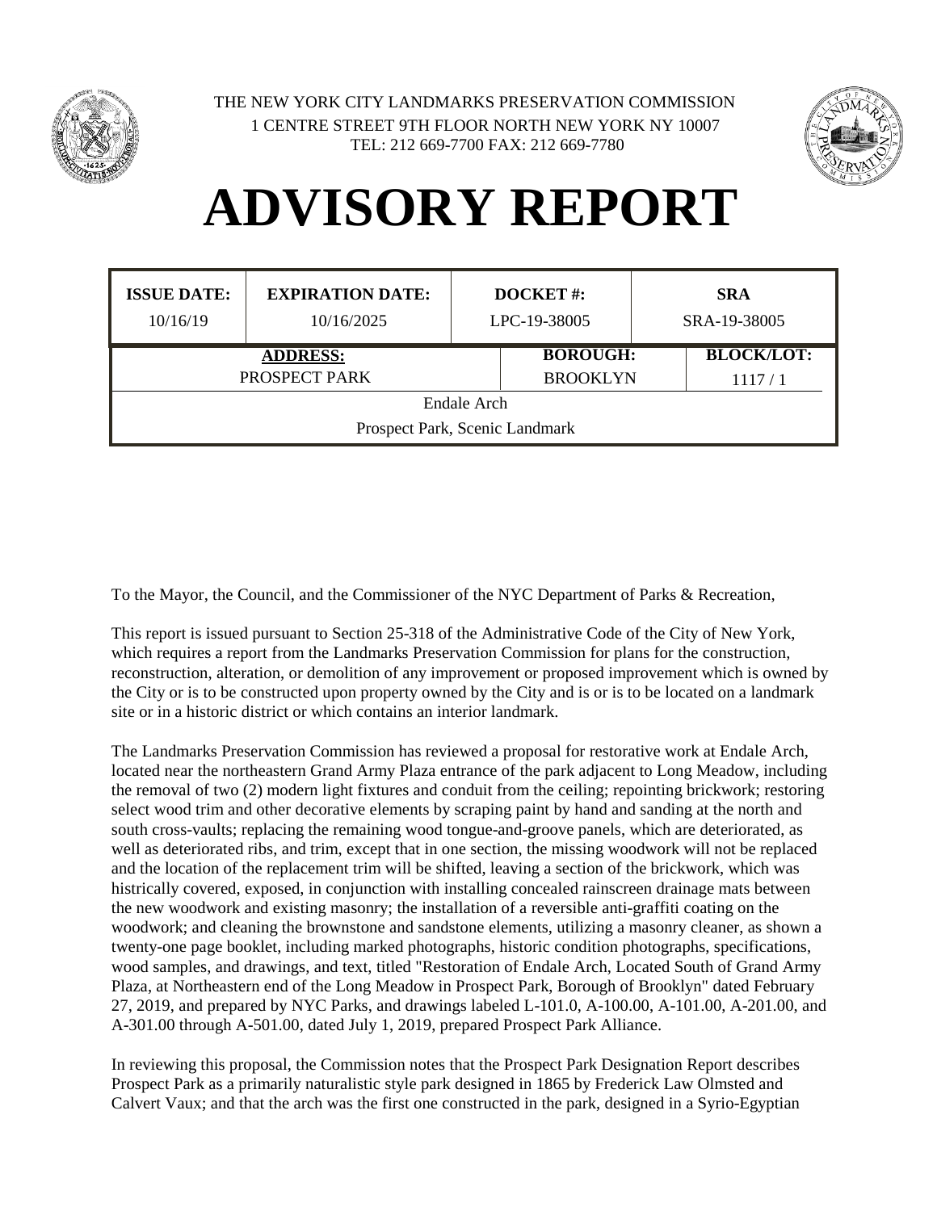THE NEW YORK CITY LANDMARKS PRESERVATION COMMISSION
1 CENTRE STREET 9TH FLOOR NORTH NEW YORK NY 10007
TEL: 212 669-7700 FAX: 212 669-7780

# ADVISORY REPORT

| ISSUE DATE: | EXPIRATION DATE: | DOCKET #: | SRA |
|---|---|---|---|
| 10/16/19 | 10/16/2025 | LPC-19-38005 | SRA-19-38005 |

| ADDRESS: | BOROUGH: | BLOCK/LOT: |
|---|---|---|
| PROSPECT PARK | BROOKLYN | 1117 / 1 |
| Endale Arch | | |
| Prospect Park, Scenic Landmark | | |

To the Mayor, the Council, and the Commissioner of the NYC Department of Parks & Recreation,

This report is issued pursuant to Section 25-318 of the Administrative Code of the City of New York, which requires a report from the Landmarks Preservation Commission for plans for the construction, reconstruction, alteration, or demolition of any improvement or proposed improvement which is owned by the City or is to be constructed upon property owned by the City and is or is to be located on a landmark site or in a historic district or which contains an interior landmark.

The Landmarks Preservation Commission has reviewed a proposal for restorative work at Endale Arch, located near the northeastern Grand Army Plaza entrance of the park adjacent to Long Meadow, including the removal of two (2) modern light fixtures and conduit from the ceiling; repointing brickwork; restoring select wood trim and other decorative elements by scraping paint by hand and sanding at the north and south cross-vaults; replacing the remaining wood tongue-and-groove panels, which are deteriorated, as well as deteriorated ribs, and trim, except that in one section, the missing woodwork will not be replaced and the location of the replacement trim will be shifted, leaving a section of the brickwork, which was histrically covered, exposed, in conjunction with installing concealed rainscreen drainage mats between the new woodwork and existing masonry; the installation of a reversible anti-graffiti coating on the woodwork; and cleaning the brownstone and sandstone elements, utilizing a masonry cleaner, as shown a twenty-one page booklet, including marked photographs, historic condition photographs, specifications, wood samples, and drawings, and text, titled "Restoration of Endale Arch, Located South of Grand Army Plaza, at Northeastern end of the Long Meadow in Prospect Park, Borough of Brooklyn" dated February 27, 2019, and prepared by NYC Parks, and drawings labeled L-101.0, A-100.00, A-101.00, A-201.00, and A-301.00 through A-501.00, dated July 1, 2019, prepared Prospect Park Alliance.

In reviewing this proposal, the Commission notes that the Prospect Park Designation Report describes Prospect Park as a primarily naturalistic style park designed in 1865 by Frederick Law Olmsted and Calvert Vaux; and that the arch was the first one constructed in the park, designed in a Syrio-Egyptian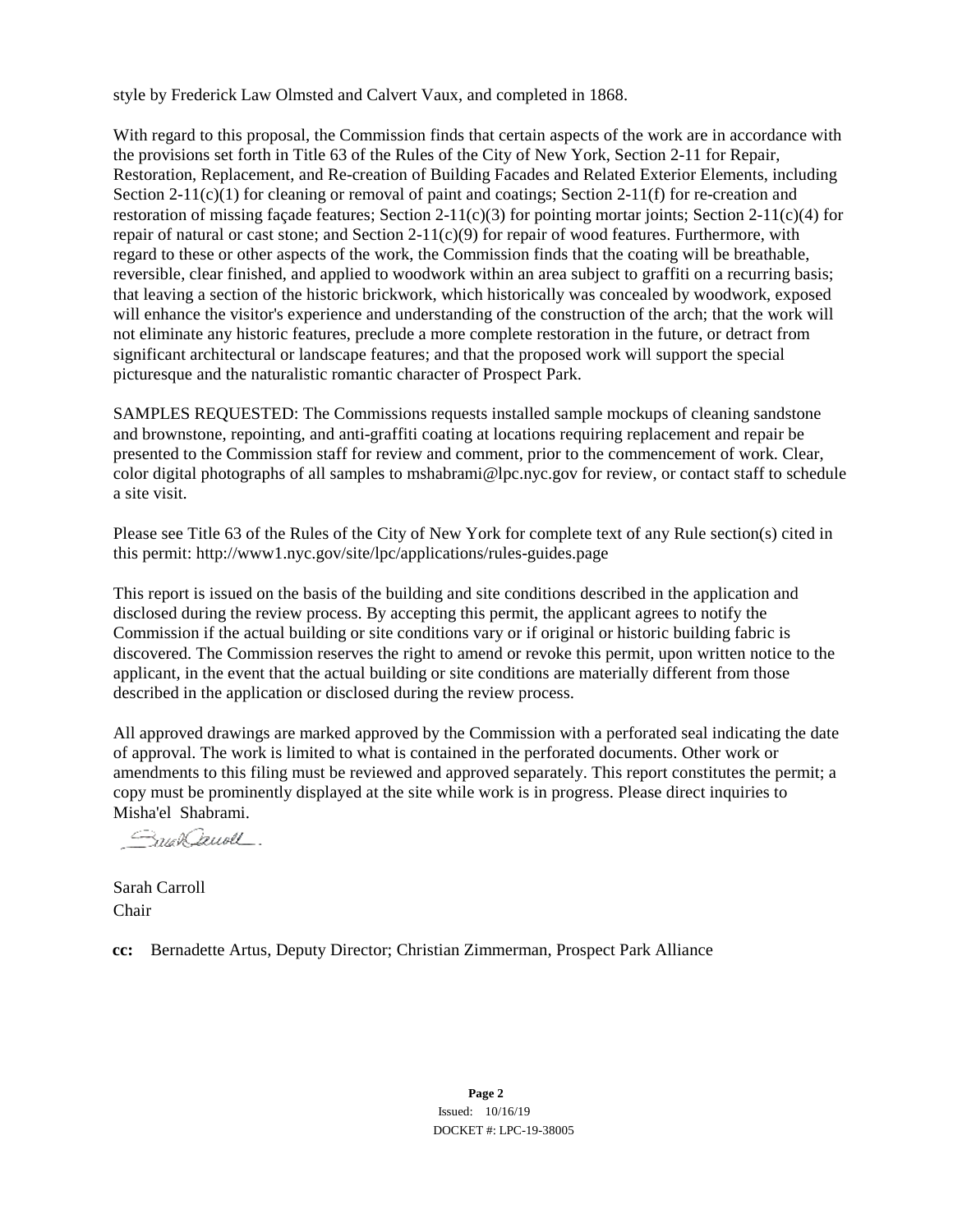style by Frederick Law Olmsted and Calvert Vaux, and completed in 1868.

With regard to this proposal, the Commission finds that certain aspects of the work are in accordance with the provisions set forth in Title 63 of the Rules of the City of New York, Section 2-11 for Repair, Restoration, Replacement, and Re-creation of Building Facades and Related Exterior Elements, including Section 2-11(c)(1) for cleaning or removal of paint and coatings; Section 2-11(f) for re-creation and restoration of missing façade features; Section 2-11(c)(3) for pointing mortar joints; Section 2-11(c)(4) for repair of natural or cast stone; and Section 2-11(c)(9) for repair of wood features. Furthermore, with regard to these or other aspects of the work, the Commission finds that the coating will be breathable, reversible, clear finished, and applied to woodwork within an area subject to graffiti on a recurring basis; that leaving a section of the historic brickwork, which historically was concealed by woodwork, exposed will enhance the visitor's experience and understanding of the construction of the arch; that the work will not eliminate any historic features, preclude a more complete restoration in the future, or detract from significant architectural or landscape features; and that the proposed work will support the special picturesque and the naturalistic romantic character of Prospect Park.

SAMPLES REQUESTED: The Commissions requests installed sample mockups of cleaning sandstone and brownstone, repointing, and anti-graffiti coating at locations requiring replacement and repair be presented to the Commission staff for review and comment, prior to the commencement of work. Clear, color digital photographs of all samples to mshabrami@lpc.nyc.gov for review, or contact staff to schedule a site visit.

Please see Title 63 of the Rules of the City of New York for complete text of any Rule section(s) cited in this permit: http://www1.nyc.gov/site/lpc/applications/rules-guides.page

This report is issued on the basis of the building and site conditions described in the application and disclosed during the review process. By accepting this permit, the applicant agrees to notify the Commission if the actual building or site conditions vary or if original or historic building fabric is discovered. The Commission reserves the right to amend or revoke this permit, upon written notice to the applicant, in the event that the actual building or site conditions are materially different from those described in the application or disclosed during the review process.

All approved drawings are marked approved by the Commission with a perforated seal indicating the date of approval. The work is limited to what is contained in the perforated documents. Other work or amendments to this filing must be reviewed and approved separately. This report constitutes the permit; a copy must be prominently displayed at the site while work is in progress. Please direct inquiries to Misha'el Shabrami.

Sarah Carroll
Chair

**cc:** Bernadette Artus, Deputy Director; Christian Zimmerman, Prospect Park Alliance

Issued: 10/16/19
DOCKET #: LPC-19-38005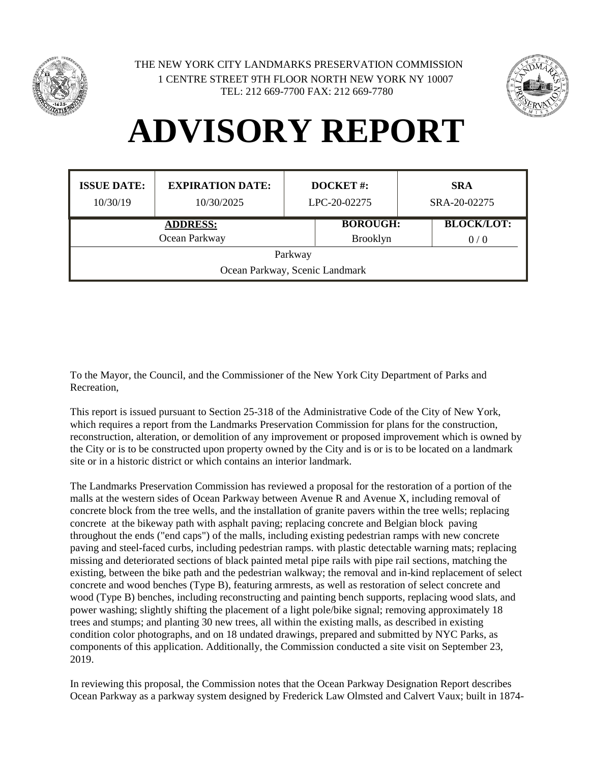THE NEW YORK CITY LANDMARKS PRESERVATION COMMISSION
1 CENTRE STREET 9TH FLOOR NORTH NEW YORK NY 10007
TEL: 212 669-7700 FAX: 212 669-7780

# ADVISORY REPORT

| ISSUE DATE: | EXPIRATION DATE: | DOCKET #: | SRA |
|---|---|---|---|
| 10/30/19 | 10/30/2025 | LPC-20-02275 | SRA-20-02275 |

| ADDRESS: | BOROUGH: | BLOCK/LOT: |
|---|---|---|
| Ocean Parkway | Brooklyn | 0 / 0 |

Parkway
Ocean Parkway, Scenic Landmark

To the Mayor, the Council, and the Commissioner of the New York City Department of Parks and Recreation,

This report is issued pursuant to Section 25-318 of the Administrative Code of the City of New York, which requires a report from the Landmarks Preservation Commission for plans for the construction, reconstruction, alteration, or demolition of any improvement or proposed improvement which is owned by the City or is to be constructed upon property owned by the City and is or is to be located on a landmark site or in a historic district or which contains an interior landmark.

The Landmarks Preservation Commission has reviewed a proposal for the restoration of a portion of the malls at the western sides of Ocean Parkway between Avenue R and Avenue X, including removal of concrete block from the tree wells, and the installation of granite pavers within the tree wells; replacing concrete at the bikeway path with asphalt paving; replacing concrete and Belgian block paving throughout the ends ("end caps") of the malls, including existing pedestrian ramps with new concrete paving and steel-faced curbs, including pedestrian ramps. with plastic detectable warning mats; replacing missing and deteriorated sections of black painted metal pipe rails with pipe rail sections, matching the existing, between the bike path and the pedestrian walkway; the removal and in-kind replacement of select concrete and wood benches (Type B), featuring armrests, as well as restoration of select concrete and wood (Type B) benches, including reconstructing and painting bench supports, replacing wood slats, and power washing; slightly shifting the placement of a light pole/bike signal; removing approximately 18 trees and stumps; and planting 30 new trees, all within the existing malls, as described in existing condition color photographs, and on 18 undated drawings, prepared and submitted by NYC Parks, as components of this application. Additionally, the Commission conducted a site visit on September 23, 2019.

In reviewing this proposal, the Commission notes that the Ocean Parkway Designation Report describes Ocean Parkway as a parkway system designed by Frederick Law Olmsted and Calvert Vaux; built in 1874-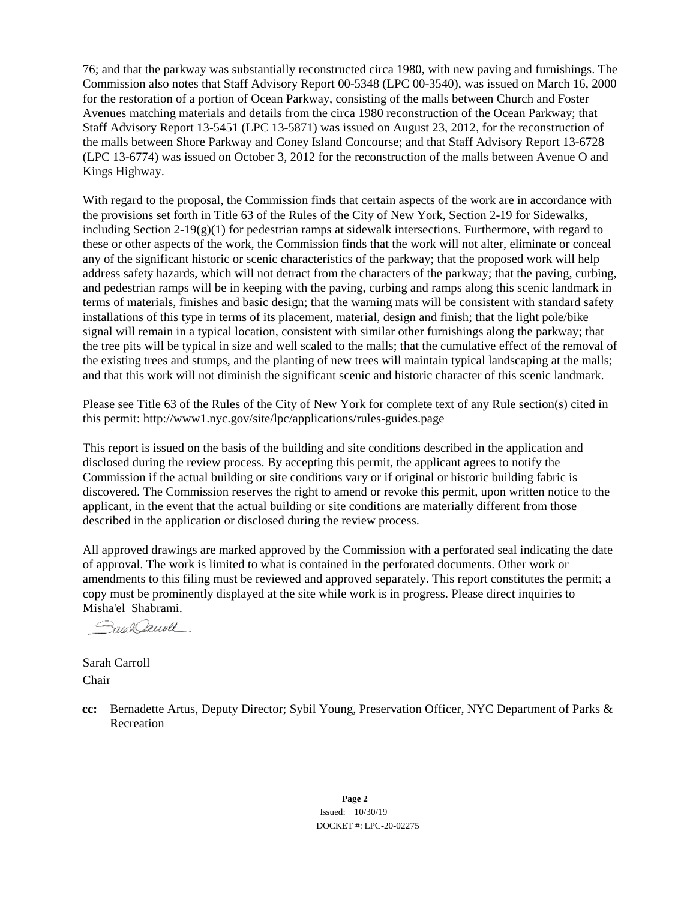76; and that the parkway was substantially reconstructed circa 1980, with new paving and furnishings. The Commission also notes that Staff Advisory Report 00-5348 (LPC 00-3540), was issued on March 16, 2000 for the restoration of a portion of Ocean Parkway, consisting of the malls between Church and Foster Avenues matching materials and details from the circa 1980 reconstruction of the Ocean Parkway; that Staff Advisory Report 13-5451 (LPC 13-5871) was issued on August 23, 2012, for the reconstruction of the malls between Shore Parkway and Coney Island Concourse; and that Staff Advisory Report 13-6728 (LPC 13-6774) was issued on October 3, 2012 for the reconstruction of the malls between Avenue O and Kings Highway.

With regard to the proposal, the Commission finds that certain aspects of the work are in accordance with the provisions set forth in Title 63 of the Rules of the City of New York, Section 2-19 for Sidewalks, including Section 2-19(g)(1) for pedestrian ramps at sidewalk intersections. Furthermore, with regard to these or other aspects of the work, the Commission finds that the work will not alter, eliminate or conceal any of the significant historic or scenic characteristics of the parkway; that the proposed work will help address safety hazards, which will not detract from the characters of the parkway; that the paving, curbing, and pedestrian ramps will be in keeping with the paving, curbing and ramps along this scenic landmark in terms of materials, finishes and basic design; that the warning mats will be consistent with standard safety installations of this type in terms of its placement, material, design and finish; that the light pole/bike signal will remain in a typical location, consistent with similar other furnishings along the parkway; that the tree pits will be typical in size and well scaled to the malls; that the cumulative effect of the removal of the existing trees and stumps, and the planting of new trees will maintain typical landscaping at the malls; and that this work will not diminish the significant scenic and historic character of this scenic landmark.

Please see Title 63 of the Rules of the City of New York for complete text of any Rule section(s) cited in this permit: http://www1.nyc.gov/site/lpc/applications/rules-guides.page

This report is issued on the basis of the building and site conditions described in the application and disclosed during the review process. By accepting this permit, the applicant agrees to notify the Commission if the actual building or site conditions vary or if original or historic building fabric is discovered. The Commission reserves the right to amend or revoke this permit, upon written notice to the applicant, in the event that the actual building or site conditions are materially different from those described in the application or disclosed during the review process.

All approved drawings are marked approved by the Commission with a perforated seal indicating the date of approval. The work is limited to what is contained in the perforated documents. Other work or amendments to this filing must be reviewed and approved separately. This report constitutes the permit; a copy must be prominently displayed at the site while work is in progress. Please direct inquiries to Misha'el Shabrami.

Sarah Carroll
Chair

**cc:** Bernadette Artus, Deputy Director; Sybil Young, Preservation Officer, NYC Department of Parks & Recreation

Issued: 10/30/19
DOCKET #: LPC-20-02275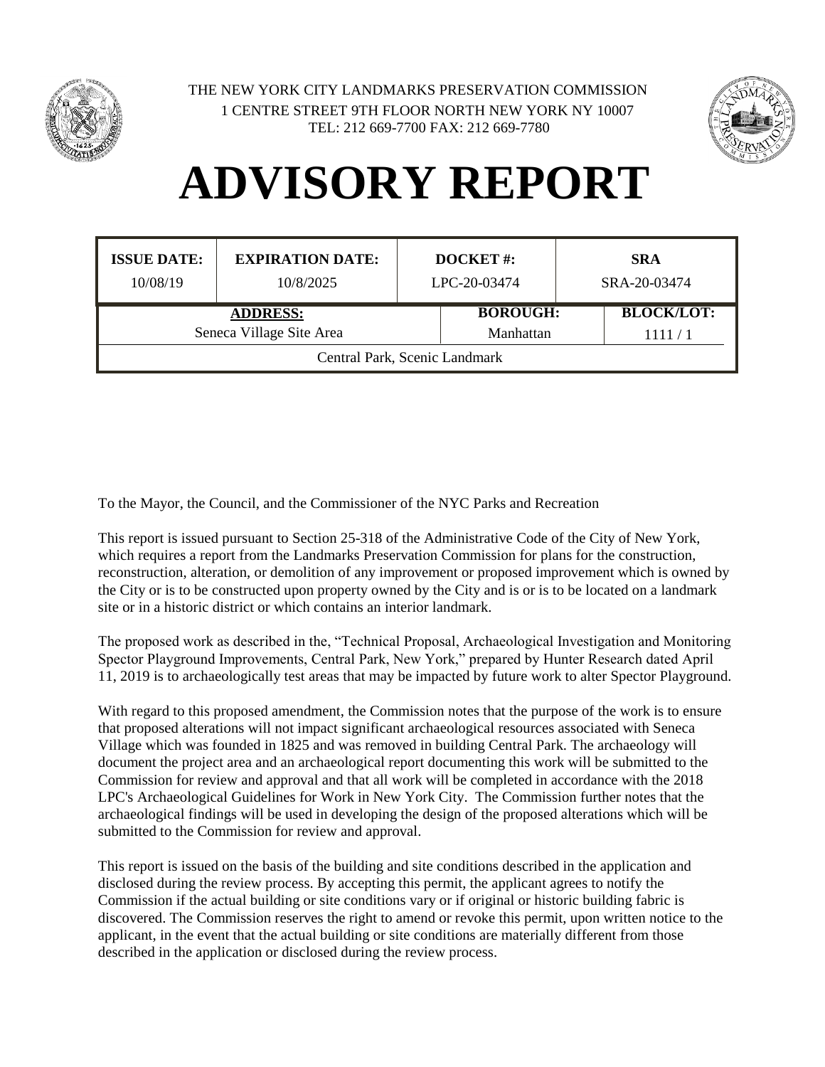THE NEW YORK CITY LANDMARKS PRESERVATION COMMISSION
1 CENTRE STREET 9TH FLOOR NORTH NEW YORK NY 10007
TEL: 212 669-7700 FAX: 212 669-7780

# ADVISORY REPORT

| ISSUE DATE: | EXPIRATION DATE: | DOCKET #: | SRA |
|---|---|---|---|
| 10/08/19 | 10/8/2025 | LPC-20-03474 | SRA-20-03474 |

| ADDRESS: | BOROUGH: | BLOCK/LOT: |
|---|---|---|
| Seneca Village Site Area | Manhattan | 1111 / 1 |
| Central Park, Scenic Landmark | | |

To the Mayor, the Council, and the Commissioner of the NYC Parks and Recreation

This report is issued pursuant to Section 25-318 of the Administrative Code of the City of New York, which requires a report from the Landmarks Preservation Commission for plans for the construction, reconstruction, alteration, or demolition of any improvement or proposed improvement which is owned by the City or is to be constructed upon property owned by the City and is or is to be located on a landmark site or in a historic district or which contains an interior landmark.

The proposed work as described in the, "Technical Proposal, Archaeological Investigation and Monitoring Spector Playground Improvements, Central Park, New York," prepared by Hunter Research dated April 11, 2019 is to archaeologically test areas that may be impacted by future work to alter Spector Playground.

With regard to this proposed amendment, the Commission notes that the purpose of the work is to ensure that proposed alterations will not impact significant archaeological resources associated with Seneca Village which was founded in 1825 and was removed in building Central Park. The archaeology will document the project area and an archaeological report documenting this work will be submitted to the Commission for review and approval and that all work will be completed in accordance with the 2018 LPC's Archaeological Guidelines for Work in New York City. The Commission further notes that the archaeological findings will be used in developing the design of the proposed alterations which will be submitted to the Commission for review and approval.

This report is issued on the basis of the building and site conditions described in the application and disclosed during the review process. By accepting this permit, the applicant agrees to notify the Commission if the actual building or site conditions vary or if original or historic building fabric is discovered. The Commission reserves the right to amend or revoke this permit, upon written notice to the applicant, in the event that the actual building or site conditions are materially different from those described in the application or disclosed during the review process.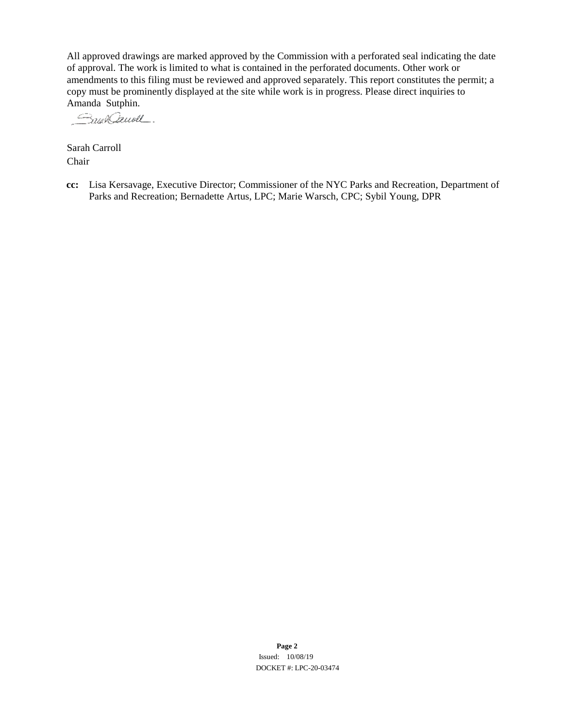All approved drawings are marked approved by the Commission with a perforated seal indicating the date of approval. The work is limited to what is contained in the perforated documents. Other work or amendments to this filing must be reviewed and approved separately. This report constitutes the permit; a copy must be prominently displayed at the site while work is in progress. Please direct inquiries to Amanda Sutphin.

Sarah Carroll
Chair

**cc:** Lisa Kersavage, Executive Director; Commissioner of the NYC Parks and Recreation, Department of Parks and Recreation; Bernadette Artus, LPC; Marie Warsch, CPC; Sybil Young, DPR

Issued: 10/08/19
DOCKET #: LPC-20-03474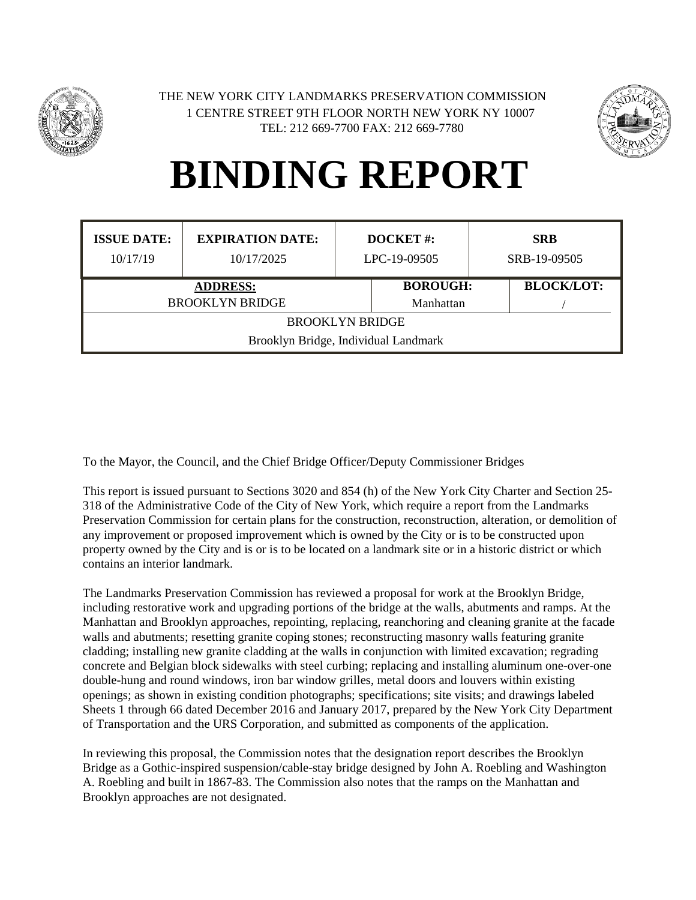THE NEW YORK CITY LANDMARKS PRESERVATION COMMISSION
1 CENTRE STREET 9TH FLOOR NORTH NEW YORK NY 10007
TEL: 212 669-7700 FAX: 212 669-7780

# BINDING REPORT

| ISSUE DATE: | EXPIRATION DATE: | DOCKET #: | SRB |
|---|---|---|---|
| 10/17/19 | 10/17/2025 | LPC-19-09505 | SRB-19-09505 |

| ADDRESS: | BOROUGH: | BLOCK/LOT: |
|---|---|---|
| BROOKLYN BRIDGE | Manhattan | / |
| BROOKLYN BRIDGE<br>Brooklyn Bridge, Individual Landmark | | |

To the Mayor, the Council, and the Chief Bridge Officer/Deputy Commissioner Bridges

This report is issued pursuant to Sections 3020 and 854 (h) of the New York City Charter and Section 25-318 of the Administrative Code of the City of New York, which require a report from the Landmarks Preservation Commission for certain plans for the construction, reconstruction, alteration, or demolition of any improvement or proposed improvement which is owned by the City or is to be constructed upon property owned by the City and is or is to be located on a landmark site or in a historic district or which contains an interior landmark.

The Landmarks Preservation Commission has reviewed a proposal for work at the Brooklyn Bridge, including restorative work and upgrading portions of the bridge at the walls, abutments and ramps. At the Manhattan and Brooklyn approaches, repointing, replacing, reanchoring and cleaning granite at the facade walls and abutments; resetting granite coping stones; reconstructing masonry walls featuring granite cladding; installing new granite cladding at the walls in conjunction with limited excavation; regrading concrete and Belgian block sidewalks with steel curbing; replacing and installing aluminum one-over-one double-hung and round windows, iron bar window grilles, metal doors and louvers within existing openings; as shown in existing condition photographs; specifications; site visits; and drawings labeled Sheets 1 through 66 dated December 2016 and January 2017, prepared by the New York City Department of Transportation and the URS Corporation, and submitted as components of the application.

In reviewing this proposal, the Commission notes that the designation report describes the Brooklyn Bridge as a Gothic-inspired suspension/cable-stay bridge designed by John A. Roebling and Washington A. Roebling and built in 1867-83. The Commission also notes that the ramps on the Manhattan and Brooklyn approaches are not designated.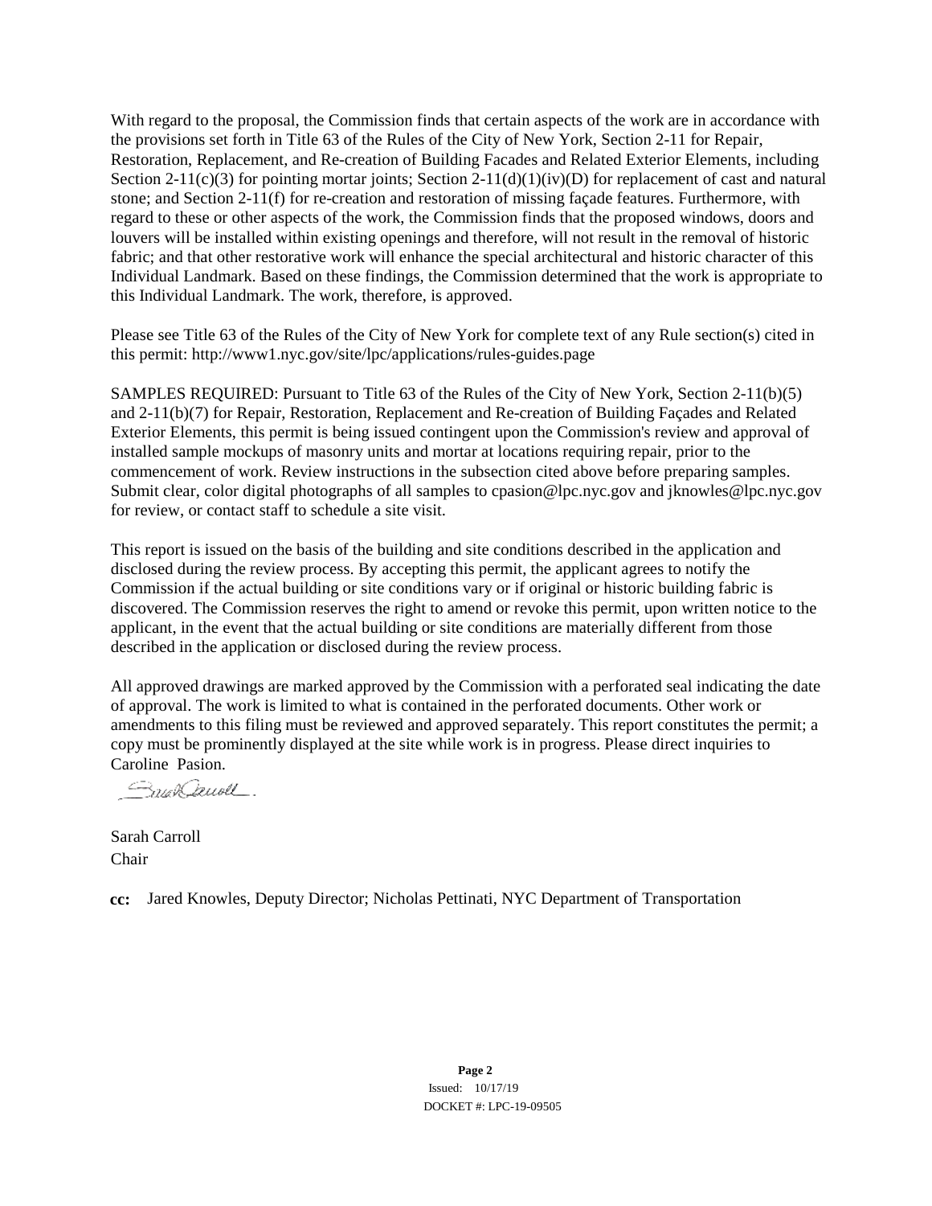With regard to the proposal, the Commission finds that certain aspects of the work are in accordance with the provisions set forth in Title 63 of the Rules of the City of New York, Section 2-11 for Repair, Restoration, Replacement, and Re-creation of Building Facades and Related Exterior Elements, including Section 2-11(c)(3) for pointing mortar joints; Section 2-11(d)(1)(iv)(D) for replacement of cast and natural stone; and Section 2-11(f) for re-creation and restoration of missing façade features. Furthermore, with regard to these or other aspects of the work, the Commission finds that the proposed windows, doors and louvers will be installed within existing openings and therefore, will not result in the removal of historic fabric; and that other restorative work will enhance the special architectural and historic character of this Individual Landmark. Based on these findings, the Commission determined that the work is appropriate to this Individual Landmark. The work, therefore, is approved.

Please see Title 63 of the Rules of the City of New York for complete text of any Rule section(s) cited in this permit: http://www1.nyc.gov/site/lpc/applications/rules-guides.page

SAMPLES REQUIRED: Pursuant to Title 63 of the Rules of the City of New York, Section 2-11(b)(5) and 2-11(b)(7) for Repair, Restoration, Replacement and Re-creation of Building Façades and Related Exterior Elements, this permit is being issued contingent upon the Commission's review and approval of installed sample mockups of masonry units and mortar at locations requiring repair, prior to the commencement of work. Review instructions in the subsection cited above before preparing samples. Submit clear, color digital photographs of all samples to cpasion@lpc.nyc.gov and jknowles@lpc.nyc.gov for review, or contact staff to schedule a site visit.

This report is issued on the basis of the building and site conditions described in the application and disclosed during the review process. By accepting this permit, the applicant agrees to notify the Commission if the actual building or site conditions vary or if original or historic building fabric is discovered. The Commission reserves the right to amend or revoke this permit, upon written notice to the applicant, in the event that the actual building or site conditions are materially different from those described in the application or disclosed during the review process.

All approved drawings are marked approved by the Commission with a perforated seal indicating the date of approval. The work is limited to what is contained in the perforated documents. Other work or amendments to this filing must be reviewed and approved separately. This report constitutes the permit; a copy must be prominently displayed at the site while work is in progress. Please direct inquiries to Caroline Pasion.

Sarah Carroll
Chair

**cc:** Jared Knowles, Deputy Director; Nicholas Pettinati, NYC Department of Transportation

Issued: 10/17/19
DOCKET #: LPC-19-09505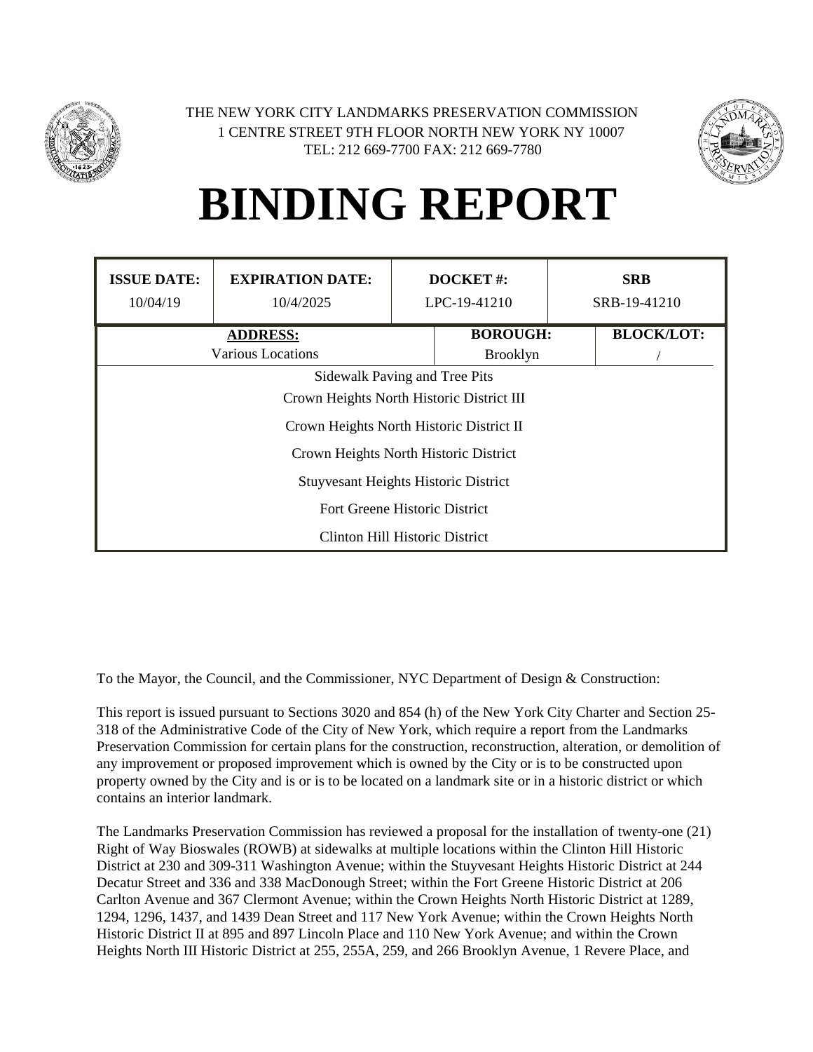THE NEW YORK CITY LANDMARKS PRESERVATION COMMISSION
1 CENTRE STREET 9TH FLOOR NORTH NEW YORK NY 10007
TEL: 212 669-7700 FAX: 212 669-7780

# BINDING REPORT

| ISSUE DATE: | EXPIRATION DATE: | DOCKET #: | SRB |
|---|---|---|---|
| 10/04/19 | 10/4/2025 | LPC-19-41210 | SRB-19-41210 |

| ADDRESS: | BOROUGH: | BLOCK/LOT: |
|---|---|---|
| Various Locations | Brooklyn | / |

Sidewalk Paving and Tree Pits
Crown Heights North Historic District III
Crown Heights North Historic District II
Crown Heights North Historic District
Stuyvesant Heights Historic District
Fort Greene Historic District
Clinton Hill Historic District

To the Mayor, the Council, and the Commissioner, NYC Department of Design & Construction:

This report is issued pursuant to Sections 3020 and 854 (h) of the New York City Charter and Section 25-318 of the Administrative Code of the City of New York, which require a report from the Landmarks Preservation Commission for certain plans for the construction, reconstruction, alteration, or demolition of any improvement or proposed improvement which is owned by the City or is to be constructed upon property owned by the City and is or is to be located on a landmark site or in a historic district or which contains an interior landmark.

The Landmarks Preservation Commission has reviewed a proposal for the installation of twenty-one (21) Right of Way Bioswales (ROWB) at sidewalks at multiple locations within the Clinton Hill Historic District at 230 and 309-311 Washington Avenue; within the Stuyvesant Heights Historic District at 244 Decatur Street and 336 and 338 MacDonough Street; within the Fort Greene Historic District at 206 Carlton Avenue and 367 Clermont Avenue; within the Crown Heights North Historic District at 1289, 1294, 1296, 1437, and 1439 Dean Street and 117 New York Avenue; within the Crown Heights North Historic District II at 895 and 897 Lincoln Place and 110 New York Avenue; and within the Crown Heights North III Historic District at 255, 255A, 259, and 266 Brooklyn Avenue, 1 Revere Place, and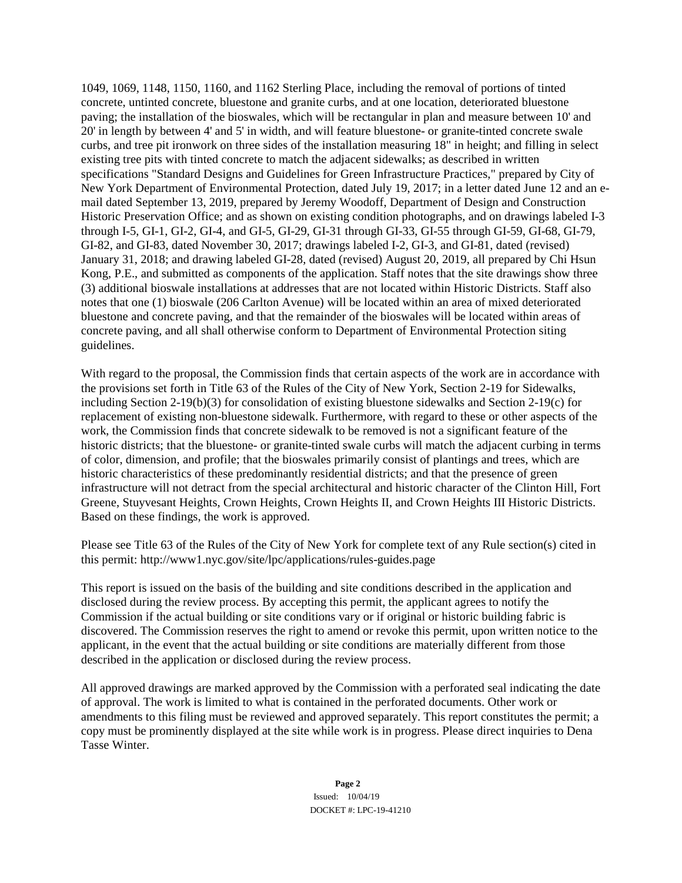1049, 1069, 1148, 1150, 1160, and 1162 Sterling Place, including the removal of portions of tinted concrete, untinted concrete, bluestone and granite curbs, and at one location, deteriorated bluestone paving; the installation of the bioswales, which will be rectangular in plan and measure between 10' and 20' in length by between 4' and 5' in width, and will feature bluestone- or granite-tinted concrete swale curbs, and tree pit ironwork on three sides of the installation measuring 18" in height; and filling in select existing tree pits with tinted concrete to match the adjacent sidewalks; as described in written specifications "Standard Designs and Guidelines for Green Infrastructure Practices," prepared by City of New York Department of Environmental Protection, dated July 19, 2017; in a letter dated June 12 and an e-mail dated September 13, 2019, prepared by Jeremy Woodoff, Department of Design and Construction Historic Preservation Office; and as shown on existing condition photographs, and on drawings labeled I-3 through I-5, GI-1, GI-2, GI-4, and GI-5, GI-29, GI-31 through GI-33, GI-55 through GI-59, GI-68, GI-79, GI-82, and GI-83, dated November 30, 2017; drawings labeled I-2, GI-3, and GI-81, dated (revised) January 31, 2018; and drawing labeled GI-28, dated (revised) August 20, 2019, all prepared by Chi Hsun Kong, P.E., and submitted as components of the application. Staff notes that the site drawings show three (3) additional bioswale installations at addresses that are not located within Historic Districts. Staff also notes that one (1) bioswale (206 Carlton Avenue) will be located within an area of mixed deteriorated bluestone and concrete paving, and that the remainder of the bioswales will be located within areas of concrete paving, and all shall otherwise conform to Department of Environmental Protection siting guidelines.

With regard to the proposal, the Commission finds that certain aspects of the work are in accordance with the provisions set forth in Title 63 of the Rules of the City of New York, Section 2-19 for Sidewalks, including Section 2-19(b)(3) for consolidation of existing bluestone sidewalks and Section 2-19(c) for replacement of existing non-bluestone sidewalk. Furthermore, with regard to these or other aspects of the work, the Commission finds that concrete sidewalk to be removed is not a significant feature of the historic districts; that the bluestone- or granite-tinted swale curbs will match the adjacent curbing in terms of color, dimension, and profile; that the bioswales primarily consist of plantings and trees, which are historic characteristics of these predominantly residential districts; and that the presence of green infrastructure will not detract from the special architectural and historic character of the Clinton Hill, Fort Greene, Stuyvesant Heights, Crown Heights, Crown Heights II, and Crown Heights III Historic Districts. Based on these findings, the work is approved.

Please see Title 63 of the Rules of the City of New York for complete text of any Rule section(s) cited in this permit: http://www1.nyc.gov/site/lpc/applications/rules-guides.page

This report is issued on the basis of the building and site conditions described in the application and disclosed during the review process. By accepting this permit, the applicant agrees to notify the Commission if the actual building or site conditions vary or if original or historic building fabric is discovered. The Commission reserves the right to amend or revoke this permit, upon written notice to the applicant, in the event that the actual building or site conditions are materially different from those described in the application or disclosed during the review process.

All approved drawings are marked approved by the Commission with a perforated seal indicating the date of approval. The work is limited to what is contained in the perforated documents. Other work or amendments to this filing must be reviewed and approved separately. This report constitutes the permit; a copy must be prominently displayed at the site while work is in progress. Please direct inquiries to Dena Tasse Winter.

Issued: 10/04/19

DOCKET #: LPC-19-41210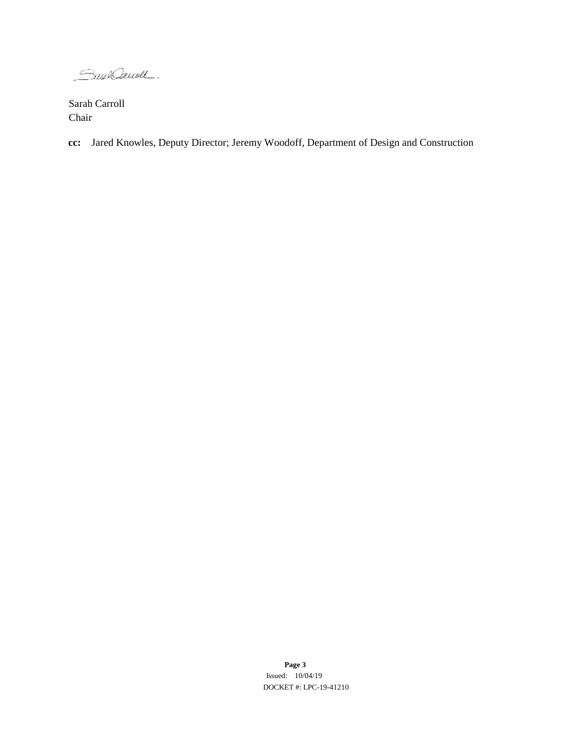Sarah Carroll
Chair

**cc:** Jared Knowles, Deputy Director; Jeremy Woodoff, Department of Design and Construction

Issued: 10/04/19
DOCKET #: LPC-19-41210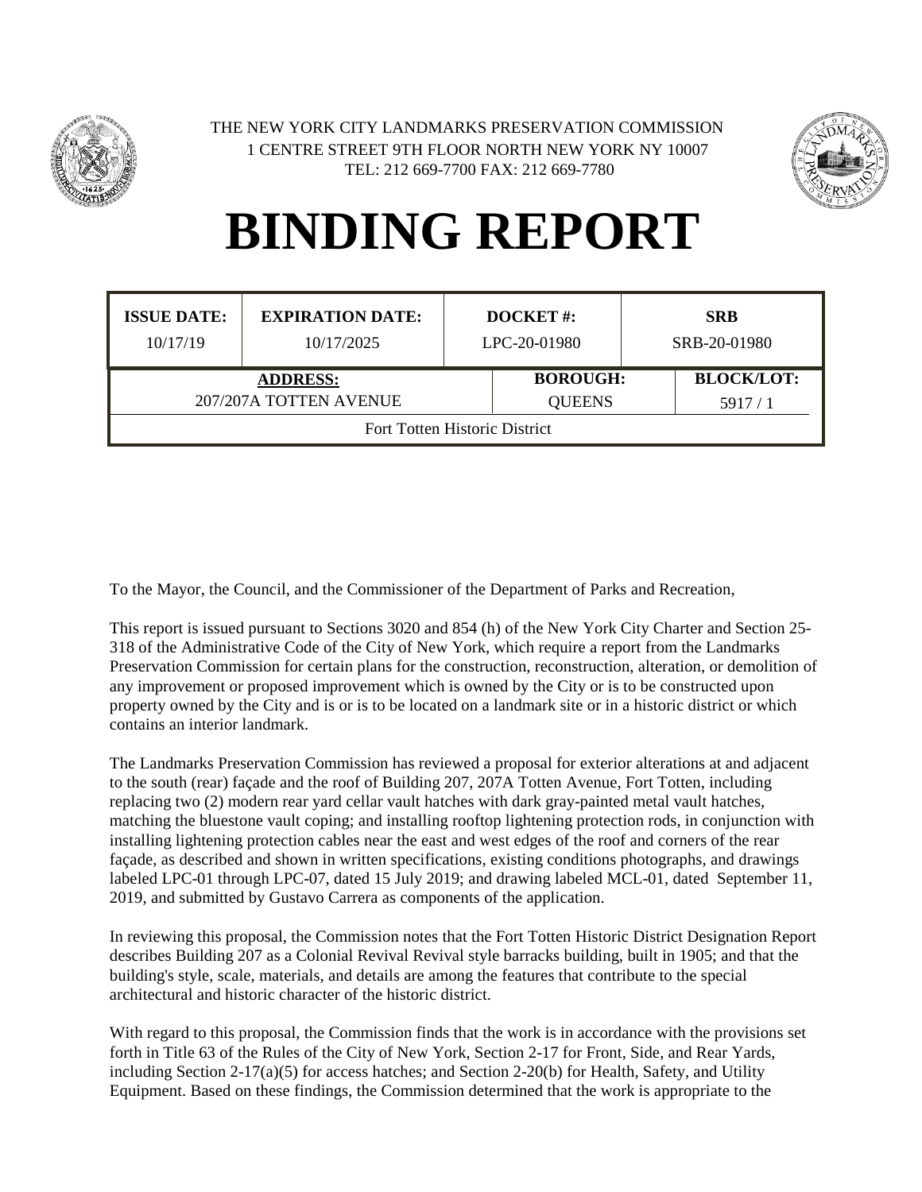THE NEW YORK CITY LANDMARKS PRESERVATION COMMISSION
1 CENTRE STREET 9TH FLOOR NORTH NEW YORK NY 10007
TEL: 212 669-7700 FAX: 212 669-7780

# BINDING REPORT

| ISSUE DATE: | EXPIRATION DATE: | DOCKET #: | SRB |
|---|---|---|---|
| 10/17/19 | 10/17/2025 | LPC-20-01980 | SRB-20-01980 |

| ADDRESS: | BOROUGH: | BLOCK/LOT: |
|---|---|---|
| 207/207A TOTTEN AVENUE | QUEENS | 5917 / 1 |
| Fort Totten Historic District | | |

To the Mayor, the Council, and the Commissioner of the Department of Parks and Recreation,

This report is issued pursuant to Sections 3020 and 854 (h) of the New York City Charter and Section 25-318 of the Administrative Code of the City of New York, which require a report from the Landmarks Preservation Commission for certain plans for the construction, reconstruction, alteration, or demolition of any improvement or proposed improvement which is owned by the City or is to be constructed upon property owned by the City and is or is to be located on a landmark site or in a historic district or which contains an interior landmark.

The Landmarks Preservation Commission has reviewed a proposal for exterior alterations at and adjacent to the south (rear) façade and the roof of Building 207, 207A Totten Avenue, Fort Totten, including replacing two (2) modern rear yard cellar vault hatches with dark gray-painted metal vault hatches, matching the bluestone vault coping; and installing rooftop lightening protection rods, in conjunction with installing lightening protection cables near the east and west edges of the roof and corners of the rear façade, as described and shown in written specifications, existing conditions photographs, and drawings labeled LPC-01 through LPC-07, dated 15 July 2019; and drawing labeled MCL-01, dated September 11, 2019, and submitted by Gustavo Carrera as components of the application.

In reviewing this proposal, the Commission notes that the Fort Totten Historic District Designation Report describes Building 207 as a Colonial Revival Revival style barracks building, built in 1905; and that the building's style, scale, materials, and details are among the features that contribute to the special architectural and historic character of the historic district.

With regard to this proposal, the Commission finds that the work is in accordance with the provisions set forth in Title 63 of the Rules of the City of New York, Section 2-17 for Front, Side, and Rear Yards, including Section 2-17(a)(5) for access hatches; and Section 2-20(b) for Health, Safety, and Utility Equipment. Based on these findings, the Commission determined that the work is appropriate to the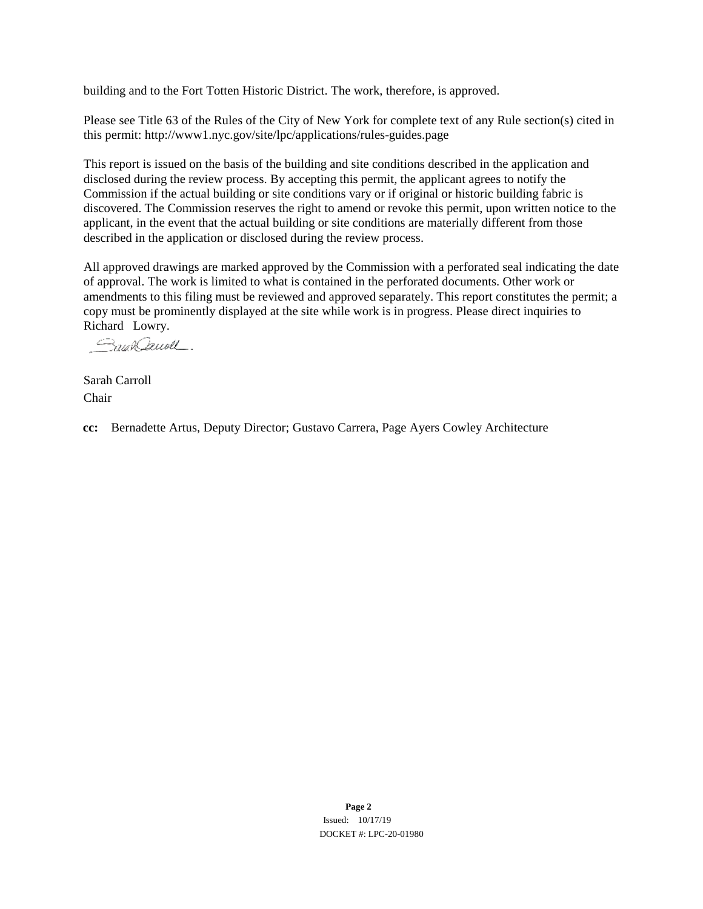building and to the Fort Totten Historic District. The work, therefore, is approved.

Please see Title 63 of the Rules of the City of New York for complete text of any Rule section(s) cited in this permit: http://www1.nyc.gov/site/lpc/applications/rules-guides.page

This report is issued on the basis of the building and site conditions described in the application and disclosed during the review process. By accepting this permit, the applicant agrees to notify the Commission if the actual building or site conditions vary or if original or historic building fabric is discovered. The Commission reserves the right to amend or revoke this permit, upon written notice to the applicant, in the event that the actual building or site conditions are materially different from those described in the application or disclosed during the review process.

All approved drawings are marked approved by the Commission with a perforated seal indicating the date of approval. The work is limited to what is contained in the perforated documents. Other work or amendments to this filing must be reviewed and approved separately. This report constitutes the permit; a copy must be prominently displayed at the site while work is in progress. Please direct inquiries to Richard Lowry.

Sarah Carroll
Chair

**cc:** Bernadette Artus, Deputy Director; Gustavo Carrera, Page Ayers Cowley Architecture

Issued: 10/17/19
DOCKET #: LPC-20-01980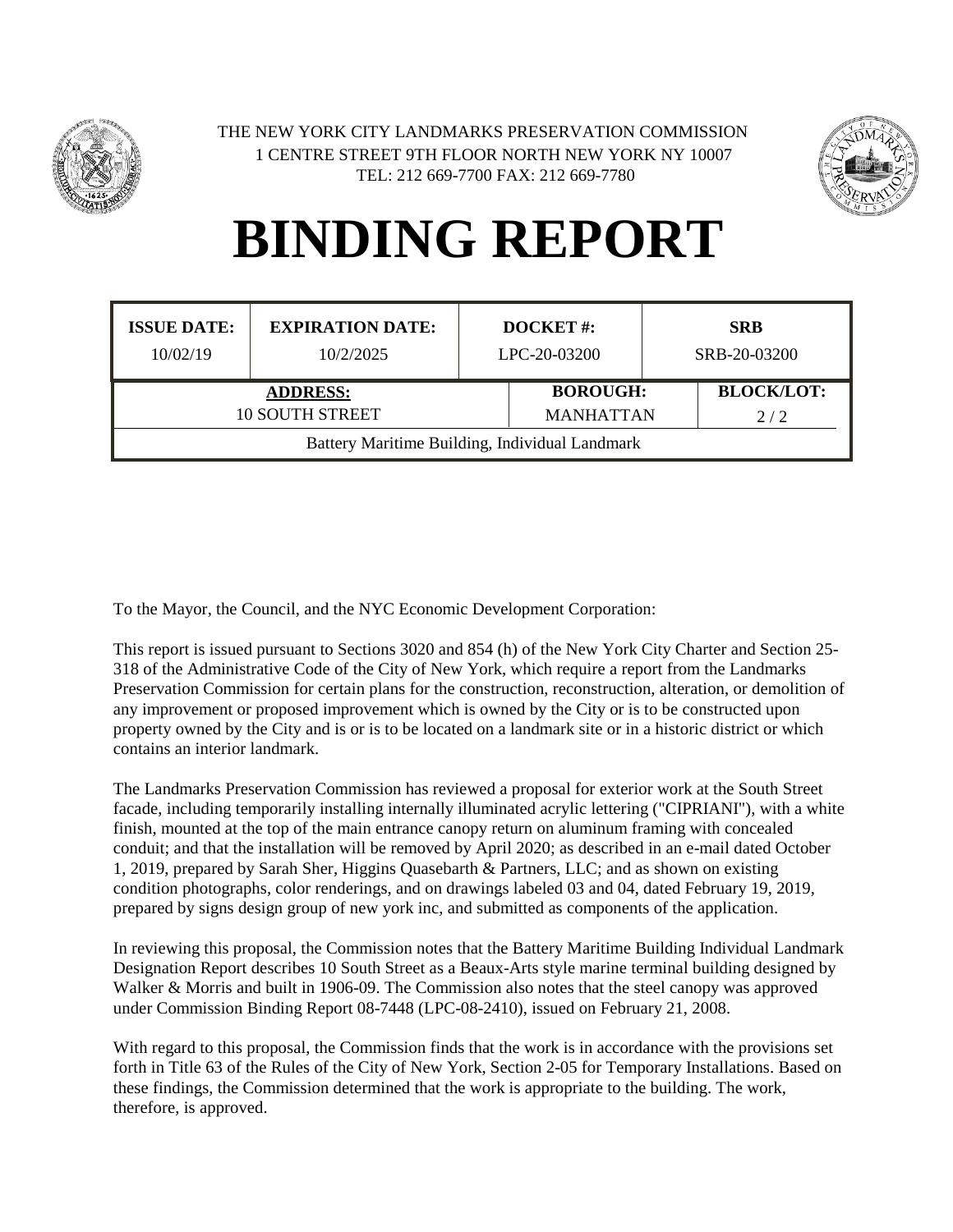THE NEW YORK CITY LANDMARKS PRESERVATION COMMISSION
1 CENTRE STREET 9TH FLOOR NORTH NEW YORK NY 10007
TEL: 212 669-7700 FAX: 212 669-7780

# BINDING REPORT

| ISSUE DATE: | EXPIRATION DATE: | DOCKET #: | SRB |
|---|---|---|---|
| 10/02/19 | 10/2/2025 | LPC-20-03200 | SRB-20-03200 |

| ADDRESS: | BOROUGH: | BLOCK/LOT: |
|---|---|---|
| 10 SOUTH STREET | MANHATTAN | 2 / 2 |
| Battery Maritime Building, Individual Landmark | | |

To the Mayor, the Council, and the NYC Economic Development Corporation:

This report is issued pursuant to Sections 3020 and 854 (h) of the New York City Charter and Section 25-318 of the Administrative Code of the City of New York, which require a report from the Landmarks Preservation Commission for certain plans for the construction, reconstruction, alteration, or demolition of any improvement or proposed improvement which is owned by the City or is to be constructed upon property owned by the City and is or is to be located on a landmark site or in a historic district or which contains an interior landmark.

The Landmarks Preservation Commission has reviewed a proposal for exterior work at the South Street facade, including temporarily installing internally illuminated acrylic lettering ("CIPRIANI"), with a white finish, mounted at the top of the main entrance canopy return on aluminum framing with concealed conduit; and that the installation will be removed by April 2020; as described in an e-mail dated October 1, 2019, prepared by Sarah Sher, Higgins Quasebarth & Partners, LLC; and as shown on existing condition photographs, color renderings, and on drawings labeled 03 and 04, dated February 19, 2019, prepared by signs design group of new york inc, and submitted as components of the application.

In reviewing this proposal, the Commission notes that the Battery Maritime Building Individual Landmark Designation Report describes 10 South Street as a Beaux-Arts style marine terminal building designed by Walker & Morris and built in 1906-09. The Commission also notes that the steel canopy was approved under Commission Binding Report 08-7448 (LPC-08-2410), issued on February 21, 2008.

With regard to this proposal, the Commission finds that the work is in accordance with the provisions set forth in Title 63 of the Rules of the City of New York, Section 2-05 for Temporary Installations. Based on these findings, the Commission determined that the work is appropriate to the building. The work, therefore, is approved.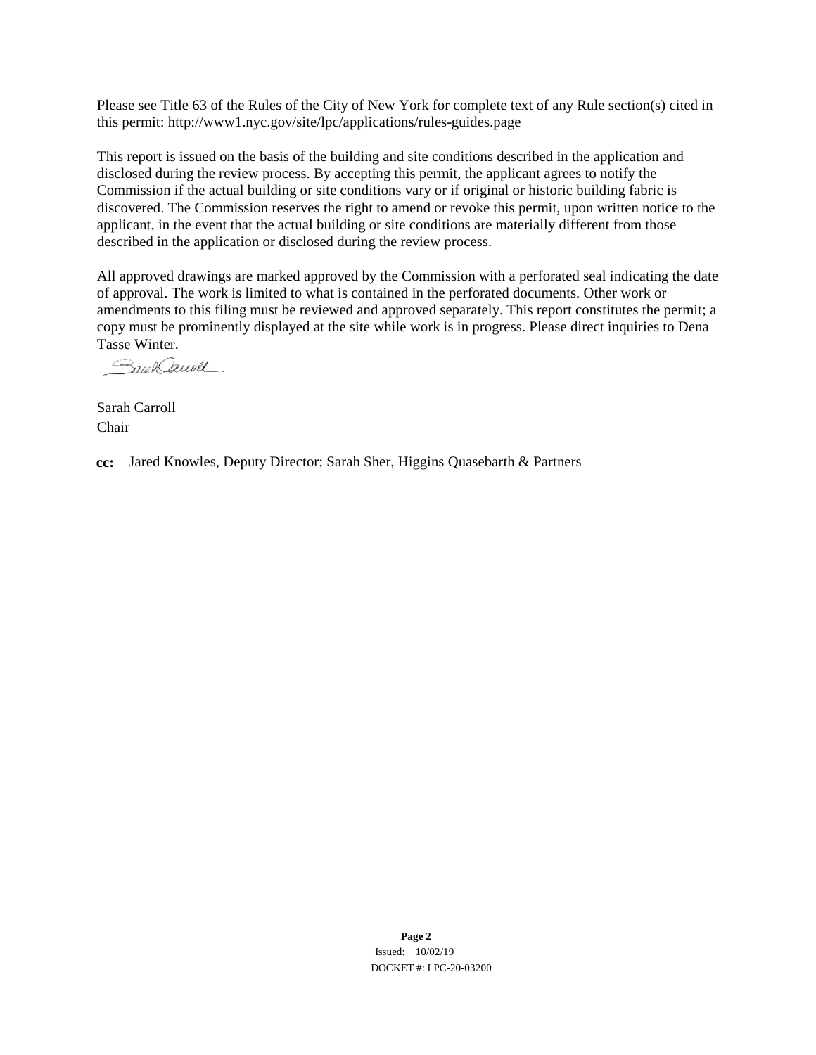Please see Title 63 of the Rules of the City of New York for complete text of any Rule section(s) cited in this permit: http://www1.nyc.gov/site/lpc/applications/rules-guides.page

This report is issued on the basis of the building and site conditions described in the application and disclosed during the review process. By accepting this permit, the applicant agrees to notify the Commission if the actual building or site conditions vary or if original or historic building fabric is discovered. The Commission reserves the right to amend or revoke this permit, upon written notice to the applicant, in the event that the actual building or site conditions are materially different from those described in the application or disclosed during the review process.

All approved drawings are marked approved by the Commission with a perforated seal indicating the date of approval. The work is limited to what is contained in the perforated documents. Other work or amendments to this filing must be reviewed and approved separately. This report constitutes the permit; a copy must be prominently displayed at the site while work is in progress. Please direct inquiries to Dena Tasse Winter.

Sarah Carroll
Chair

**cc:** Jared Knowles, Deputy Director; Sarah Sher, Higgins Quasebarth & Partners

Issued: 10/02/19
DOCKET #: LPC-20-03200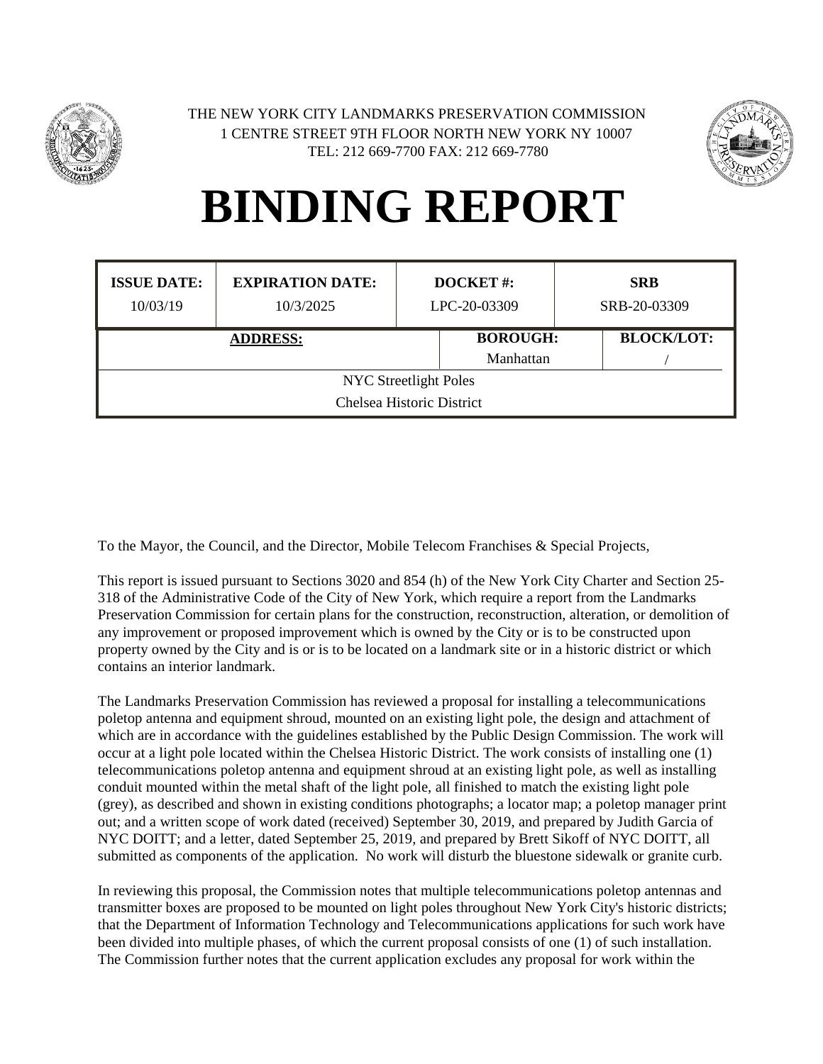THE NEW YORK CITY LANDMARKS PRESERVATION COMMISSION
1 CENTRE STREET 9TH FLOOR NORTH NEW YORK NY 10007
TEL: 212 669-7700 FAX: 212 669-7780

# BINDING REPORT

| ISSUE DATE: | EXPIRATION DATE: | DOCKET #: | SRB |
|---|---|---|---|
| 10/03/19 | 10/3/2025 | LPC-20-03309 | SRB-20-03309 |

| ADDRESS: | BOROUGH: | BLOCK/LOT: |
|---|---|---|
| NYC Streetlight Poles<br>Chelsea Historic District | Manhattan | / |

To the Mayor, the Council, and the Director, Mobile Telecom Franchises & Special Projects,

This report is issued pursuant to Sections 3020 and 854 (h) of the New York City Charter and Section 25-318 of the Administrative Code of the City of New York, which require a report from the Landmarks Preservation Commission for certain plans for the construction, reconstruction, alteration, or demolition of any improvement or proposed improvement which is owned by the City or is to be constructed upon property owned by the City and is or is to be located on a landmark site or in a historic district or which contains an interior landmark.

The Landmarks Preservation Commission has reviewed a proposal for installing a telecommunications poletop antenna and equipment shroud, mounted on an existing light pole, the design and attachment of which are in accordance with the guidelines established by the Public Design Commission. The work will occur at a light pole located within the Chelsea Historic District. The work consists of installing one (1) telecommunications poletop antenna and equipment shroud at an existing light pole, as well as installing conduit mounted within the metal shaft of the light pole, all finished to match the existing light pole (grey), as described and shown in existing conditions photographs; a locator map; a poletop manager print out; and a written scope of work dated (received) September 30, 2019, and prepared by Judith Garcia of NYC DOITT; and a letter, dated September 25, 2019, and prepared by Brett Sikoff of NYC DOITT, all submitted as components of the application. No work will disturb the bluestone sidewalk or granite curb.

In reviewing this proposal, the Commission notes that multiple telecommunications poletop antennas and transmitter boxes are proposed to be mounted on light poles throughout New York City's historic districts; that the Department of Information Technology and Telecommunications applications for such work have been divided into multiple phases, of which the current proposal consists of one (1) of such installation. The Commission further notes that the current application excludes any proposal for work within the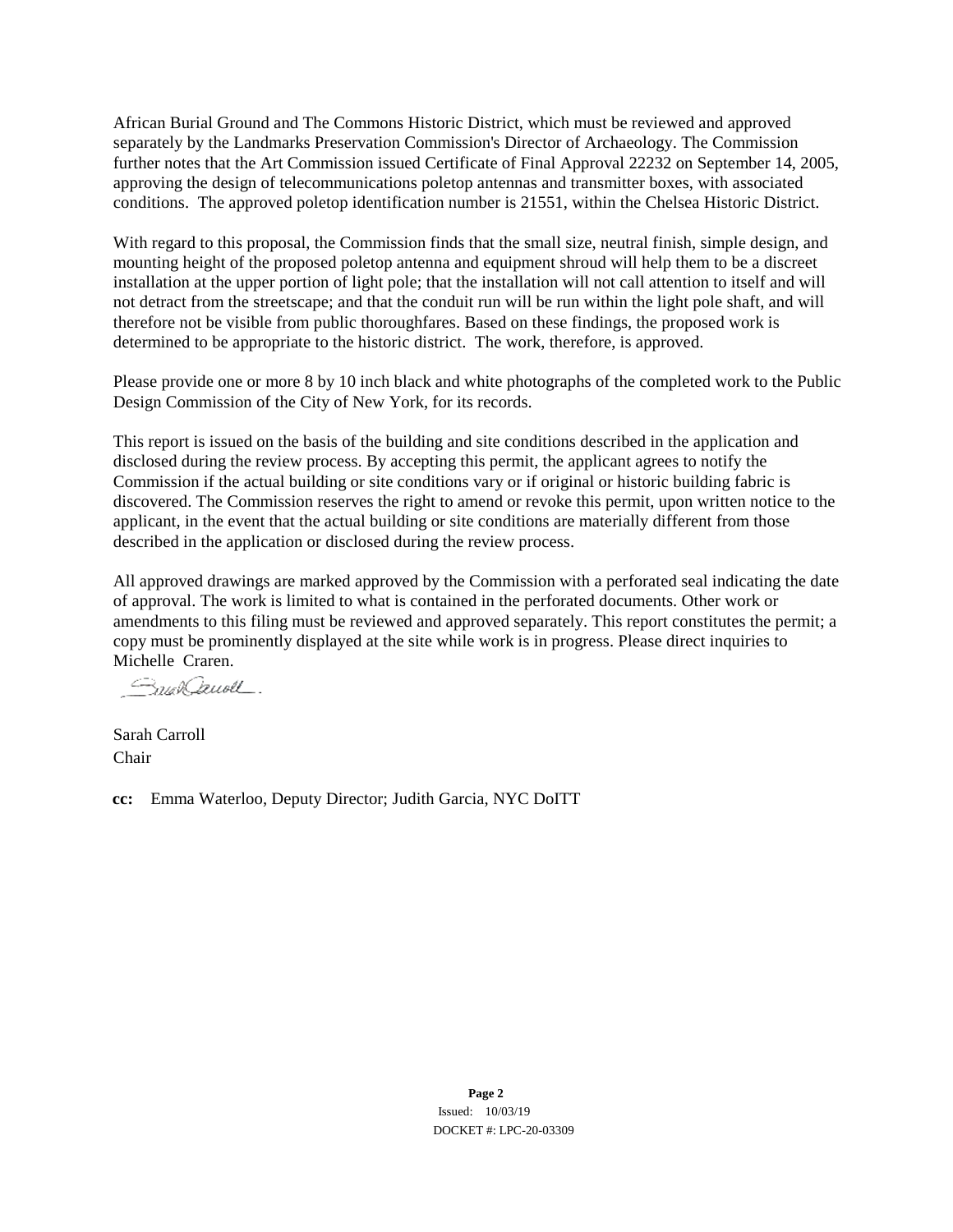African Burial Ground and The Commons Historic District, which must be reviewed and approved separately by the Landmarks Preservation Commission's Director of Archaeology. The Commission further notes that the Art Commission issued Certificate of Final Approval 22232 on September 14, 2005, approving the design of telecommunications poletop antennas and transmitter boxes, with associated conditions. The approved poletop identification number is 21551, within the Chelsea Historic District.

With regard to this proposal, the Commission finds that the small size, neutral finish, simple design, and mounting height of the proposed poletop antenna and equipment shroud will help them to be a discreet installation at the upper portion of light pole; that the installation will not call attention to itself and will not detract from the streetscape; and that the conduit run will be run within the light pole shaft, and will therefore not be visible from public thoroughfares. Based on these findings, the proposed work is determined to be appropriate to the historic district. The work, therefore, is approved.

Please provide one or more 8 by 10 inch black and white photographs of the completed work to the Public Design Commission of the City of New York, for its records.

This report is issued on the basis of the building and site conditions described in the application and disclosed during the review process. By accepting this permit, the applicant agrees to notify the Commission if the actual building or site conditions vary or if original or historic building fabric is discovered. The Commission reserves the right to amend or revoke this permit, upon written notice to the applicant, in the event that the actual building or site conditions are materially different from those described in the application or disclosed during the review process.

All approved drawings are marked approved by the Commission with a perforated seal indicating the date of approval. The work is limited to what is contained in the perforated documents. Other work or amendments to this filing must be reviewed and approved separately. This report constitutes the permit; a copy must be prominently displayed at the site while work is in progress. Please direct inquiries to Michelle Craren.

Sarah Carroll
Chair

**cc:** Emma Waterloo, Deputy Director; Judith Garcia, NYC DoITT

Issued: 10/03/19
DOCKET #: LPC-20-03309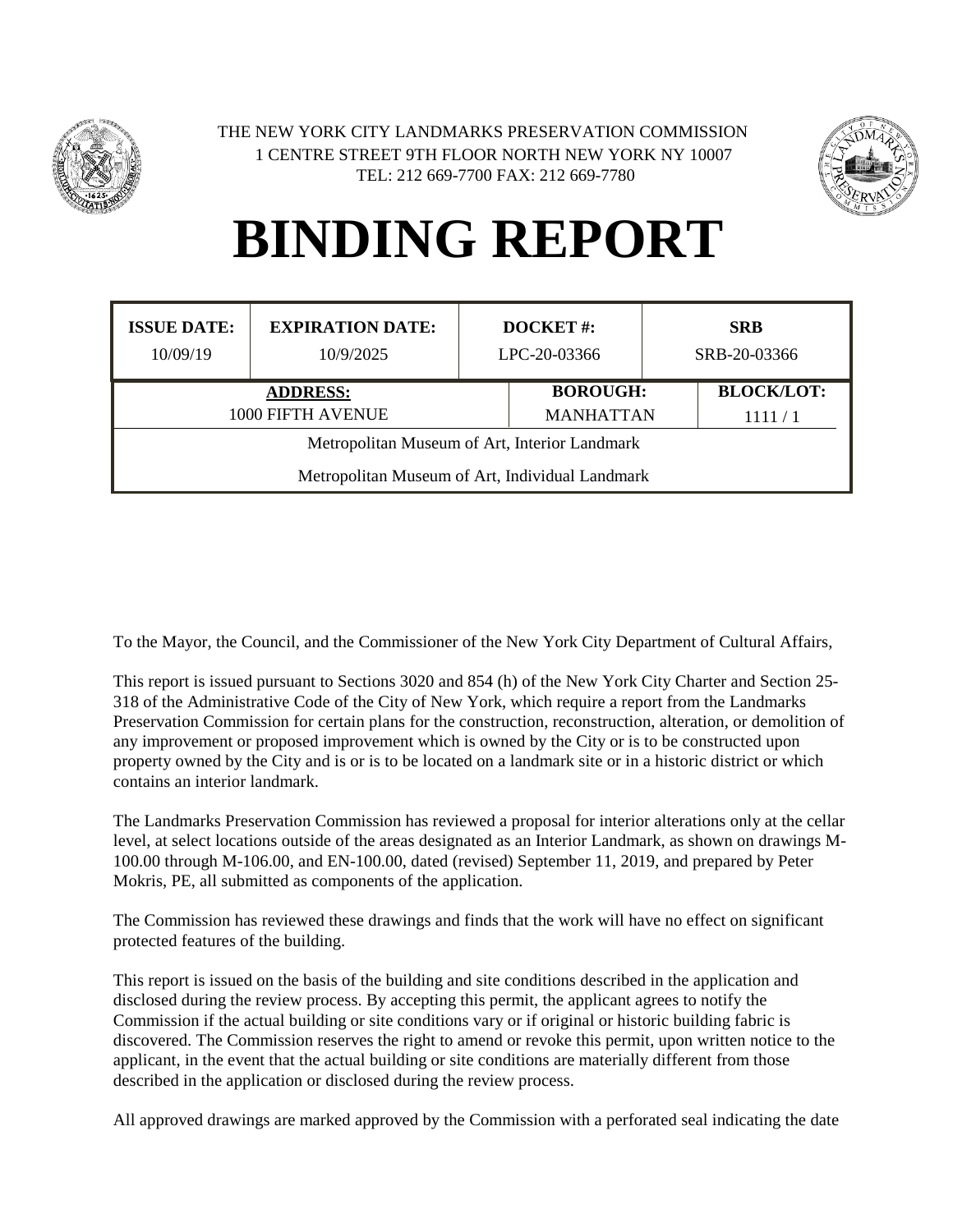THE NEW YORK CITY LANDMARKS PRESERVATION COMMISSION
1 CENTRE STREET 9TH FLOOR NORTH NEW YORK NY 10007
TEL: 212 669-7700 FAX: 212 669-7780

# BINDING REPORT

| ISSUE DATE: | EXPIRATION DATE: | DOCKET #: | SRB |
|---|---|---|---|
| 10/09/19 | 10/9/2025 | LPC-20-03366 | SRB-20-03366 |

| ADDRESS: | BOROUGH: | BLOCK/LOT: |
|---|---|---|
| 1000 FIFTH AVENUE | MANHATTAN | 1111 / 1 |
| Metropolitan Museum of Art, Interior Landmark | | |
| Metropolitan Museum of Art, Individual Landmark | | |

To the Mayor, the Council, and the Commissioner of the New York City Department of Cultural Affairs,

This report is issued pursuant to Sections 3020 and 854 (h) of the New York City Charter and Section 25-318 of the Administrative Code of the City of New York, which require a report from the Landmarks Preservation Commission for certain plans for the construction, reconstruction, alteration, or demolition of any improvement or proposed improvement which is owned by the City or is to be constructed upon property owned by the City and is or is to be located on a landmark site or in a historic district or which contains an interior landmark.

The Landmarks Preservation Commission has reviewed a proposal for interior alterations only at the cellar level, at select locations outside of the areas designated as an Interior Landmark, as shown on drawings M-100.00 through M-106.00, and EN-100.00, dated (revised) September 11, 2019, and prepared by Peter Mokris, PE, all submitted as components of the application.

The Commission has reviewed these drawings and finds that the work will have no effect on significant protected features of the building.

This report is issued on the basis of the building and site conditions described in the application and disclosed during the review process. By accepting this permit, the applicant agrees to notify the Commission if the actual building or site conditions vary or if original or historic building fabric is discovered. The Commission reserves the right to amend or revoke this permit, upon written notice to the applicant, in the event that the actual building or site conditions are materially different from those described in the application or disclosed during the review process.

All approved drawings are marked approved by the Commission with a perforated seal indicating the date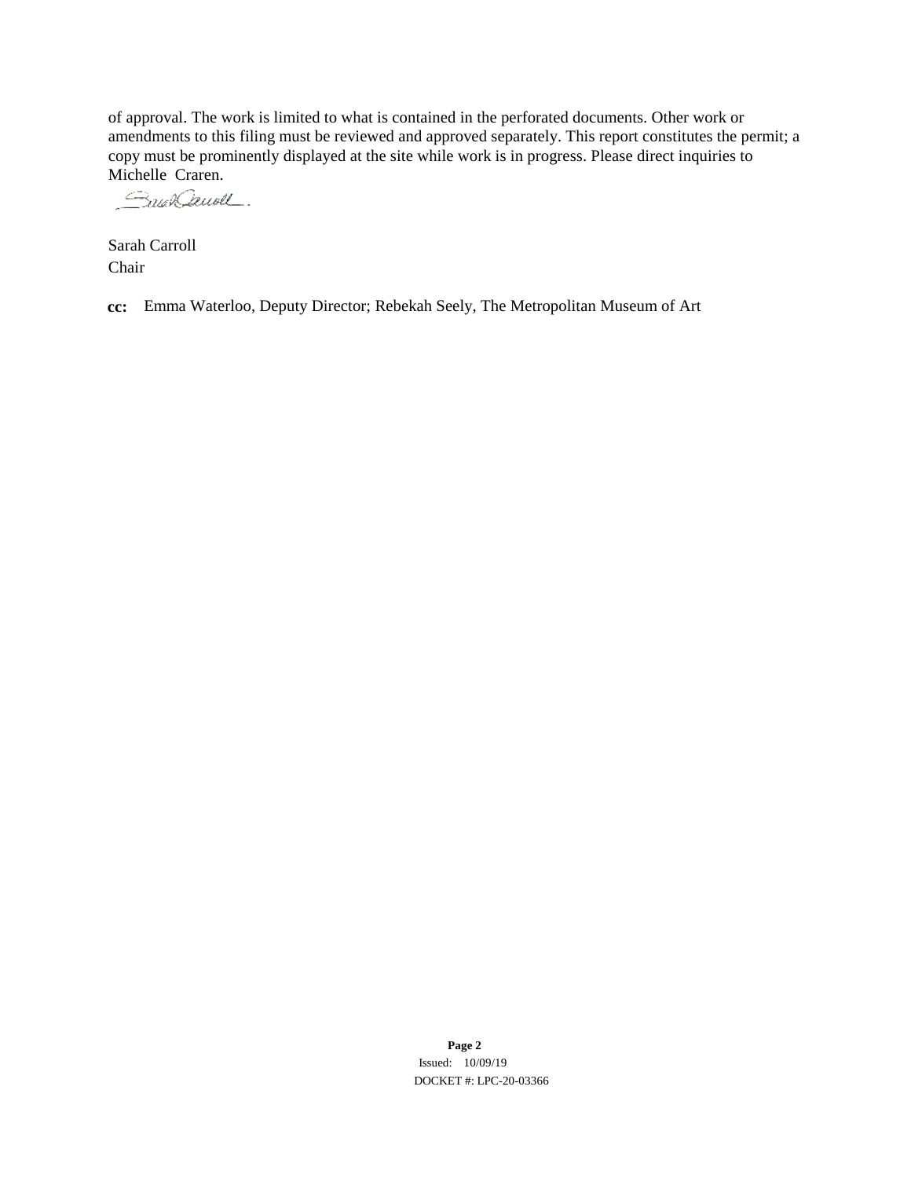of approval. The work is limited to what is contained in the perforated documents. Other work or amendments to this filing must be reviewed and approved separately. This report constitutes the permit; a copy must be prominently displayed at the site while work is in progress. Please direct inquiries to Michelle Craren.

Sarah Carroll
Chair

**cc:** Emma Waterloo, Deputy Director; Rebekah Seely, The Metropolitan Museum of Art

Issued: 10/09/19
DOCKET #: LPC-20-03366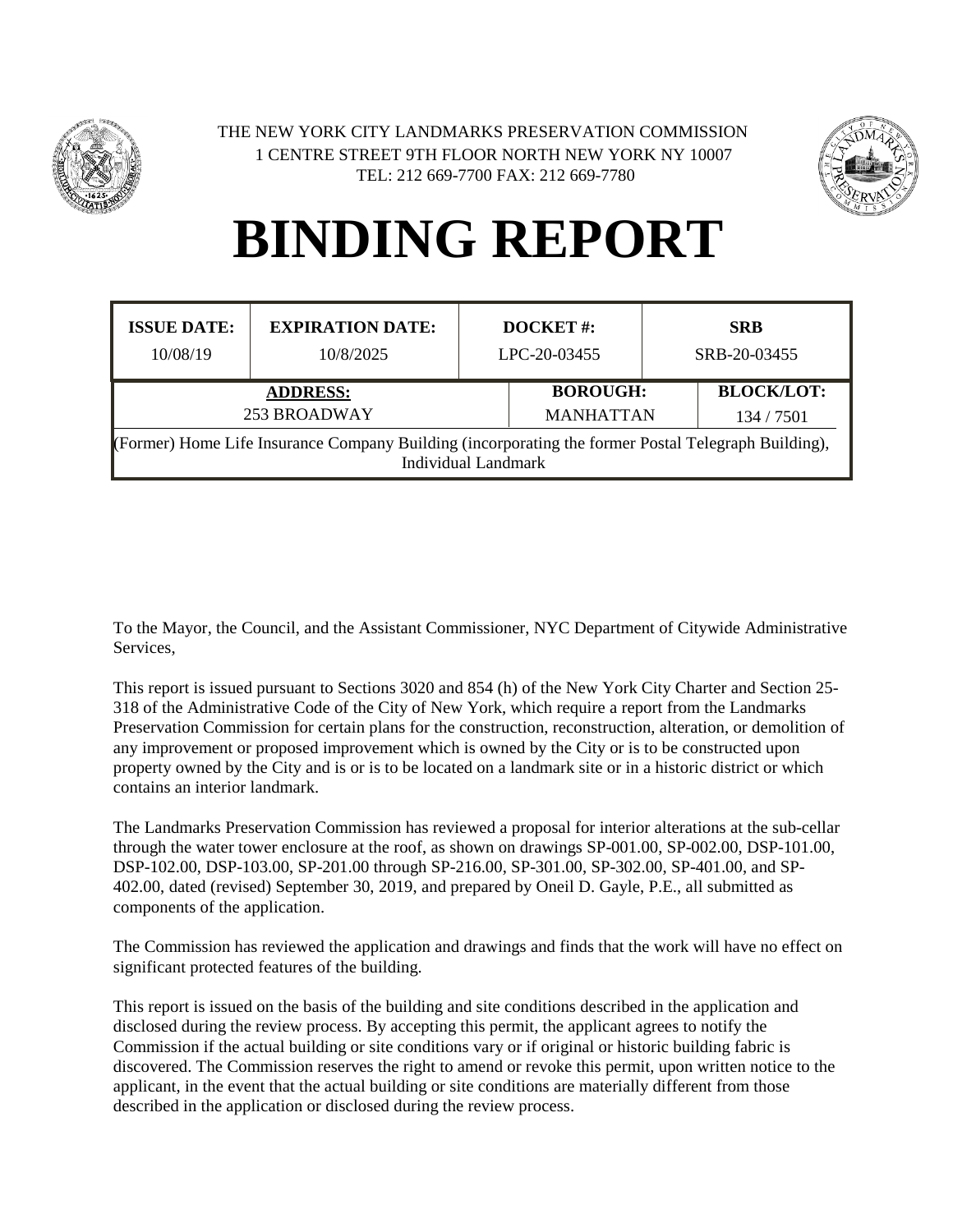THE NEW YORK CITY LANDMARKS PRESERVATION COMMISSION
1 CENTRE STREET 9TH FLOOR NORTH NEW YORK NY 10007
TEL: 212 669-7700 FAX: 212 669-7780

# BINDING REPORT

| ISSUE DATE: | EXPIRATION DATE: | DOCKET #: | SRB |
|---|---|---|---|
| 10/08/19 | 10/8/2025 | LPC-20-03455 | SRB-20-03455 |

| ADDRESS: | BOROUGH: | BLOCK/LOT: |
|---|---|---|
| 253 BROADWAY | MANHATTAN | 134 / 7501 |

(Former) Home Life Insurance Company Building (incorporating the former Postal Telegraph Building), Individual Landmark

To the Mayor, the Council, and the Assistant Commissioner, NYC Department of Citywide Administrative Services,

This report is issued pursuant to Sections 3020 and 854 (h) of the New York City Charter and Section 25-318 of the Administrative Code of the City of New York, which require a report from the Landmarks Preservation Commission for certain plans for the construction, reconstruction, alteration, or demolition of any improvement or proposed improvement which is owned by the City or is to be constructed upon property owned by the City and is or is to be located on a landmark site or in a historic district or which contains an interior landmark.

The Landmarks Preservation Commission has reviewed a proposal for interior alterations at the sub-cellar through the water tower enclosure at the roof, as shown on drawings SP-001.00, SP-002.00, DSP-101.00, DSP-102.00, DSP-103.00, SP-201.00 through SP-216.00, SP-301.00, SP-302.00, SP-401.00, and SP-402.00, dated (revised) September 30, 2019, and prepared by Oneil D. Gayle, P.E., all submitted as components of the application.

The Commission has reviewed the application and drawings and finds that the work will have no effect on significant protected features of the building.

This report is issued on the basis of the building and site conditions described in the application and disclosed during the review process. By accepting this permit, the applicant agrees to notify the Commission if the actual building or site conditions vary or if original or historic building fabric is discovered. The Commission reserves the right to amend or revoke this permit, upon written notice to the applicant, in the event that the actual building or site conditions are materially different from those described in the application or disclosed during the review process.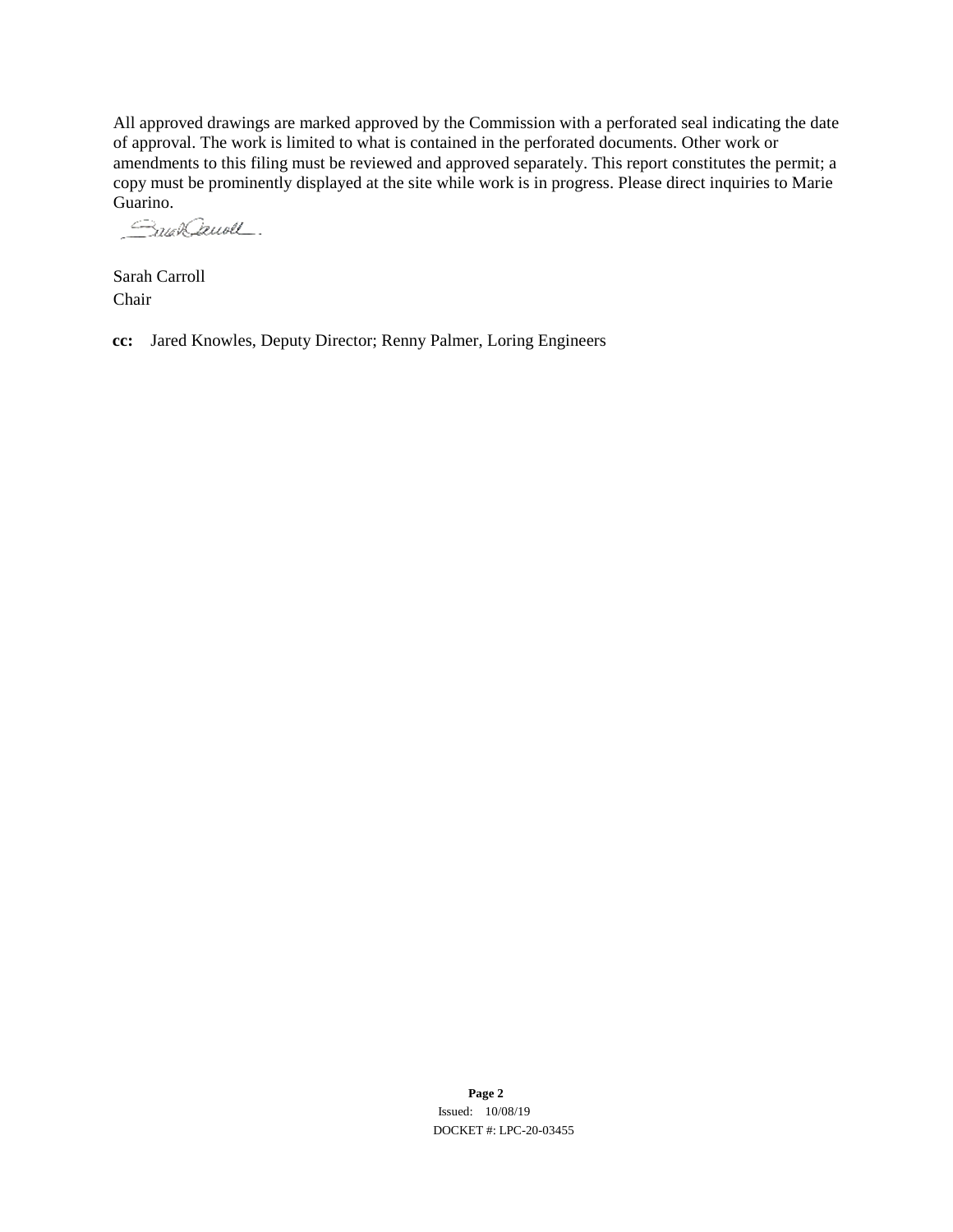All approved drawings are marked approved by the Commission with a perforated seal indicating the date of approval. The work is limited to what is contained in the perforated documents. Other work or amendments to this filing must be reviewed and approved separately. This report constitutes the permit; a copy must be prominently displayed at the site while work is in progress. Please direct inquiries to Marie Guarino.

Sarah Carroll
Chair

**cc:** Jared Knowles, Deputy Director; Renny Palmer, Loring Engineers

Issued: 10/08/19
DOCKET #: LPC-20-03455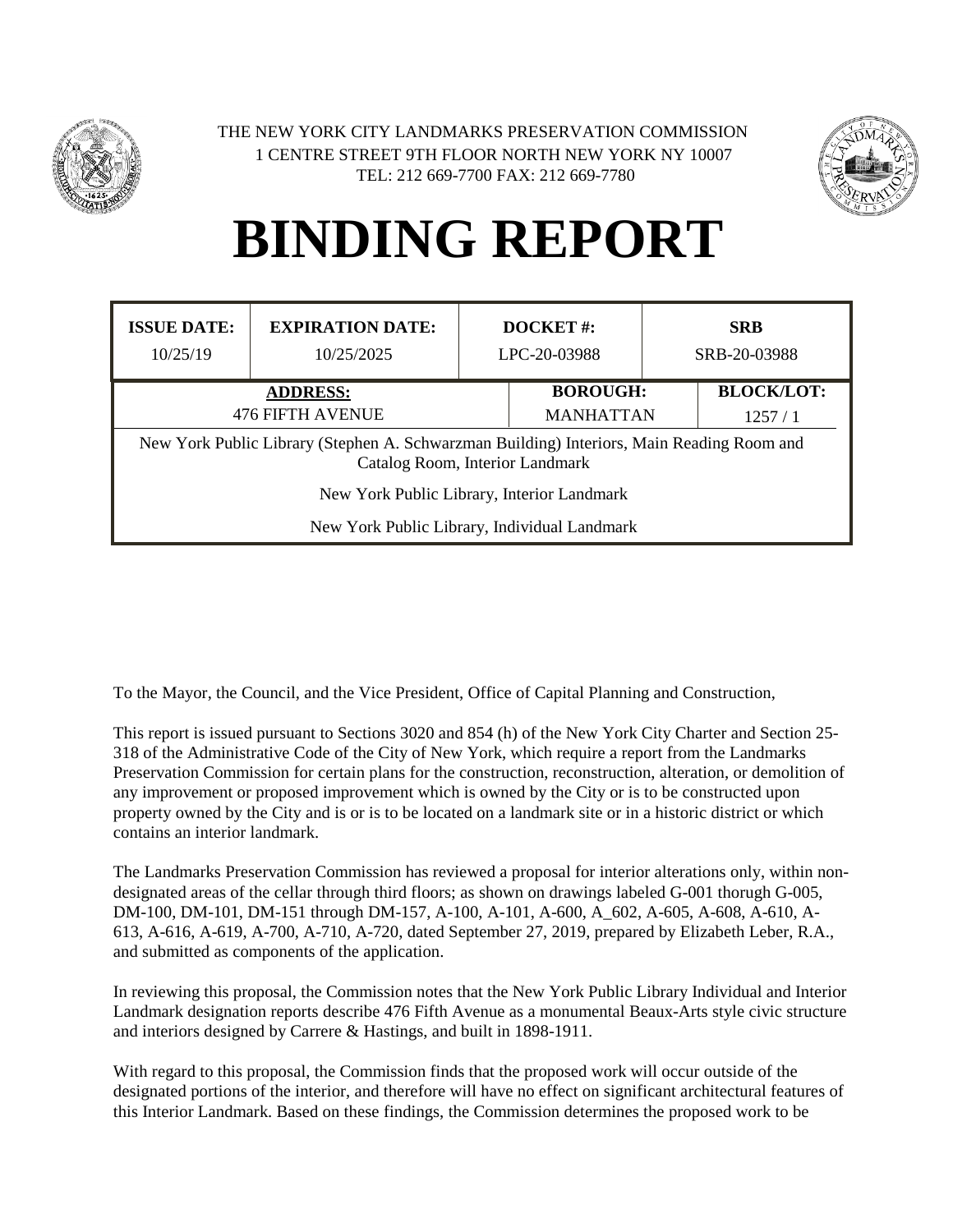THE NEW YORK CITY LANDMARKS PRESERVATION COMMISSION
1 CENTRE STREET 9TH FLOOR NORTH NEW YORK NY 10007
TEL: 212 669-7700 FAX: 212 669-7780

# BINDING REPORT

| ISSUE DATE: | EXPIRATION DATE: | DOCKET #: | SRB |
|---|---|---|---|
| 10/25/19 | 10/25/2025 | LPC-20-03988 | SRB-20-03988 |

| ADDRESS: | BOROUGH: | BLOCK/LOT: |
|---|---|---|
| 476 FIFTH AVENUE | MANHATTAN | 1257 / 1 |

New York Public Library (Stephen A. Schwarzman Building) Interiors, Main Reading Room and Catalog Room, Interior Landmark

New York Public Library, Interior Landmark

New York Public Library, Individual Landmark

To the Mayor, the Council, and the Vice President, Office of Capital Planning and Construction,

This report is issued pursuant to Sections 3020 and 854 (h) of the New York City Charter and Section 25-318 of the Administrative Code of the City of New York, which require a report from the Landmarks Preservation Commission for certain plans for the construction, reconstruction, alteration, or demolition of any improvement or proposed improvement which is owned by the City or is to be constructed upon property owned by the City and is or is to be located on a landmark site or in a historic district or which contains an interior landmark.

The Landmarks Preservation Commission has reviewed a proposal for interior alterations only, within non-designated areas of the cellar through third floors; as shown on drawings labeled G-001 thorugh G-005, DM-100, DM-101, DM-151 through DM-157, A-100, A-101, A-600, A_602, A-605, A-608, A-610, A-613, A-616, A-619, A-700, A-710, A-720, dated September 27, 2019, prepared by Elizabeth Leber, R.A., and submitted as components of the application.

In reviewing this proposal, the Commission notes that the New York Public Library Individual and Interior Landmark designation reports describe 476 Fifth Avenue as a monumental Beaux-Arts style civic structure and interiors designed by Carrere & Hastings, and built in 1898-1911.

With regard to this proposal, the Commission finds that the proposed work will occur outside of the designated portions of the interior, and therefore will have no effect on significant architectural features of this Interior Landmark. Based on these findings, the Commission determines the proposed work to be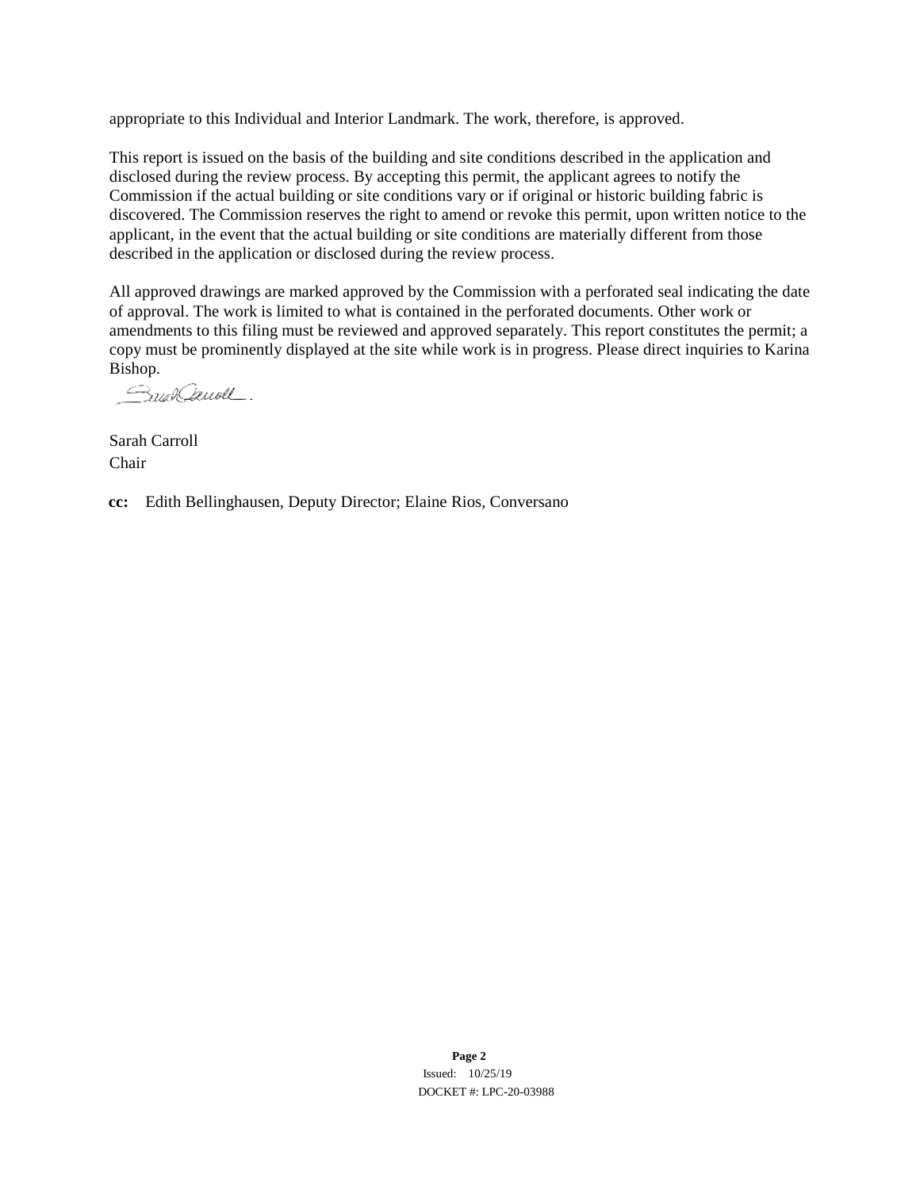appropriate to this Individual and Interior Landmark. The work, therefore, is approved.

This report is issued on the basis of the building and site conditions described in the application and disclosed during the review process. By accepting this permit, the applicant agrees to notify the Commission if the actual building or site conditions vary or if original or historic building fabric is discovered. The Commission reserves the right to amend or revoke this permit, upon written notice to the applicant, in the event that the actual building or site conditions are materially different from those described in the application or disclosed during the review process.

All approved drawings are marked approved by the Commission with a perforated seal indicating the date of approval. The work is limited to what is contained in the perforated documents. Other work or amendments to this filing must be reviewed and approved separately. This report constitutes the permit; a copy must be prominently displayed at the site while work is in progress. Please direct inquiries to Karina Bishop.

Sarah Carroll
Chair

**cc:** Edith Bellinghausen, Deputy Director; Elaine Rios, Conversano

Issued: 10/25/19
DOCKET #: LPC-20-03988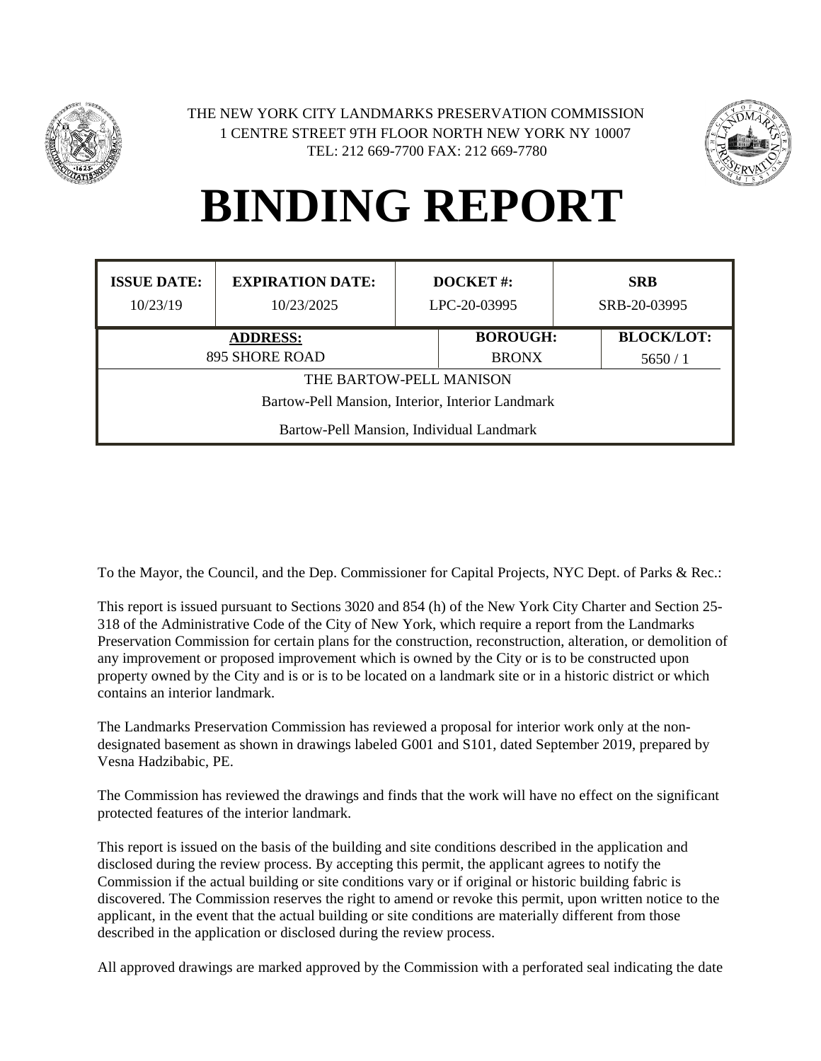THE NEW YORK CITY LANDMARKS PRESERVATION COMMISSION
1 CENTRE STREET 9TH FLOOR NORTH NEW YORK NY 10007
TEL: 212 669-7700 FAX: 212 669-7780

# BINDING REPORT

| ISSUE DATE: | EXPIRATION DATE: | DOCKET #: | SRB |
|---|---|---|---|
| 10/23/19 | 10/23/2025 | LPC-20-03995 | SRB-20-03995 |

| ADDRESS: | BOROUGH: | BLOCK/LOT: |
|---|---|---|
| 895 SHORE ROAD | BRONX | 5650 / 1 |

THE BARTOW-PELL MANISON

Bartow-Pell Mansion, Interior, Interior Landmark

Bartow-Pell Mansion, Individual Landmark

To the Mayor, the Council, and the Dep. Commissioner for Capital Projects, NYC Dept. of Parks & Rec.:

This report is issued pursuant to Sections 3020 and 854 (h) of the New York City Charter and Section 25-318 of the Administrative Code of the City of New York, which require a report from the Landmarks Preservation Commission for certain plans for the construction, reconstruction, alteration, or demolition of any improvement or proposed improvement which is owned by the City or is to be constructed upon property owned by the City and is or is to be located on a landmark site or in a historic district or which contains an interior landmark.

The Landmarks Preservation Commission has reviewed a proposal for interior work only at the non-designated basement as shown in drawings labeled G001 and S101, dated September 2019, prepared by Vesna Hadzibabic, PE.

The Commission has reviewed the drawings and finds that the work will have no effect on the significant protected features of the interior landmark.

This report is issued on the basis of the building and site conditions described in the application and disclosed during the review process. By accepting this permit, the applicant agrees to notify the Commission if the actual building or site conditions vary or if original or historic building fabric is discovered. The Commission reserves the right to amend or revoke this permit, upon written notice to the applicant, in the event that the actual building or site conditions are materially different from those described in the application or disclosed during the review process.

All approved drawings are marked approved by the Commission with a perforated seal indicating the date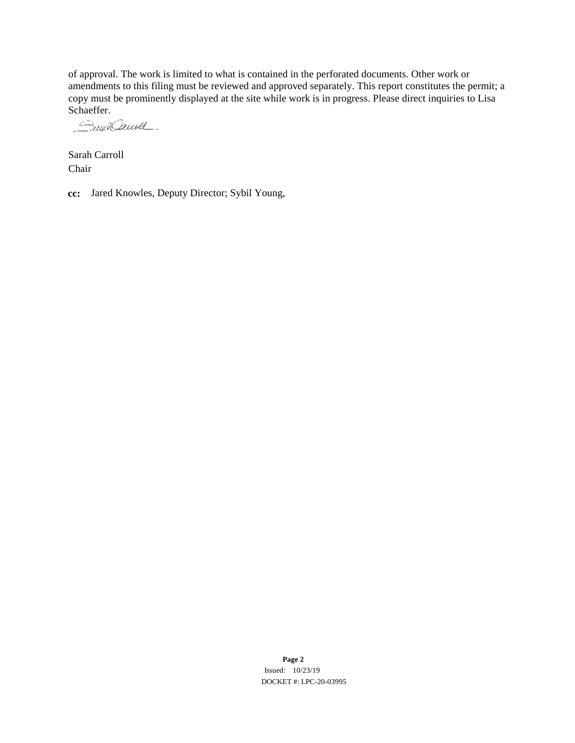of approval. The work is limited to what is contained in the perforated documents. Other work or amendments to this filing must be reviewed and approved separately. This report constitutes the permit; a copy must be prominently displayed at the site while work is in progress. Please direct inquiries to Lisa Schaeffer.

Sarah Carroll
Chair

**cc:** Jared Knowles, Deputy Director; Sybil Young,

Issued: 10/23/19
DOCKET #: LPC-20-03995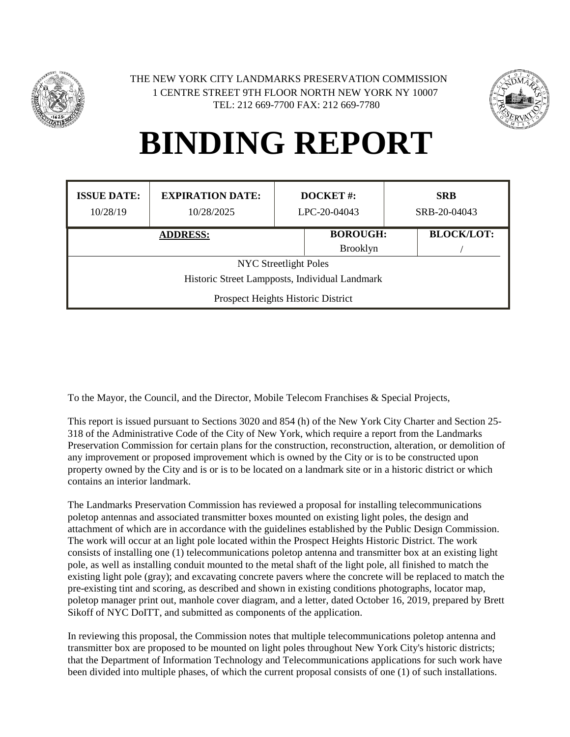THE NEW YORK CITY LANDMARKS PRESERVATION COMMISSION
1 CENTRE STREET 9TH FLOOR NORTH NEW YORK NY 10007
TEL: 212 669-7700 FAX: 212 669-7780

# BINDING REPORT

| ISSUE DATE: | EXPIRATION DATE: | DOCKET #: | SRB |
|---|---|---|---|
| 10/28/19 | 10/28/2025 | LPC-20-04043 | SRB-20-04043 |

| ADDRESS: | BOROUGH: | BLOCK/LOT: |
|---|---|---|
| NYC Streetlight Poles<br>Historic Street Lampposts, Individual Landmark<br>Prospect Heights Historic District | Brooklyn | / |

To the Mayor, the Council, and the Director, Mobile Telecom Franchises & Special Projects,

This report is issued pursuant to Sections 3020 and 854 (h) of the New York City Charter and Section 25-318 of the Administrative Code of the City of New York, which require a report from the Landmarks Preservation Commission for certain plans for the construction, reconstruction, alteration, or demolition of any improvement or proposed improvement which is owned by the City or is to be constructed upon property owned by the City and is or is to be located on a landmark site or in a historic district or which contains an interior landmark.

The Landmarks Preservation Commission has reviewed a proposal for installing telecommunications poletop antennas and associated transmitter boxes mounted on existing light poles, the design and attachment of which are in accordance with the guidelines established by the Public Design Commission. The work will occur at an light pole located within the Prospect Heights Historic District. The work consists of installing one (1) telecommunications poletop antenna and transmitter box at an existing light pole, as well as installing conduit mounted to the metal shaft of the light pole, all finished to match the existing light pole (gray); and excavating concrete pavers where the concrete will be replaced to match the pre-existing tint and scoring, as described and shown in existing conditions photographs, locator map, poletop manager print out, manhole cover diagram, and a letter, dated October 16, 2019, prepared by Brett Sikoff of NYC DoITT, and submitted as components of the application.

In reviewing this proposal, the Commission notes that multiple telecommunications poletop antenna and transmitter box are proposed to be mounted on light poles throughout New York City's historic districts; that the Department of Information Technology and Telecommunications applications for such work have been divided into multiple phases, of which the current proposal consists of one (1) of such installations.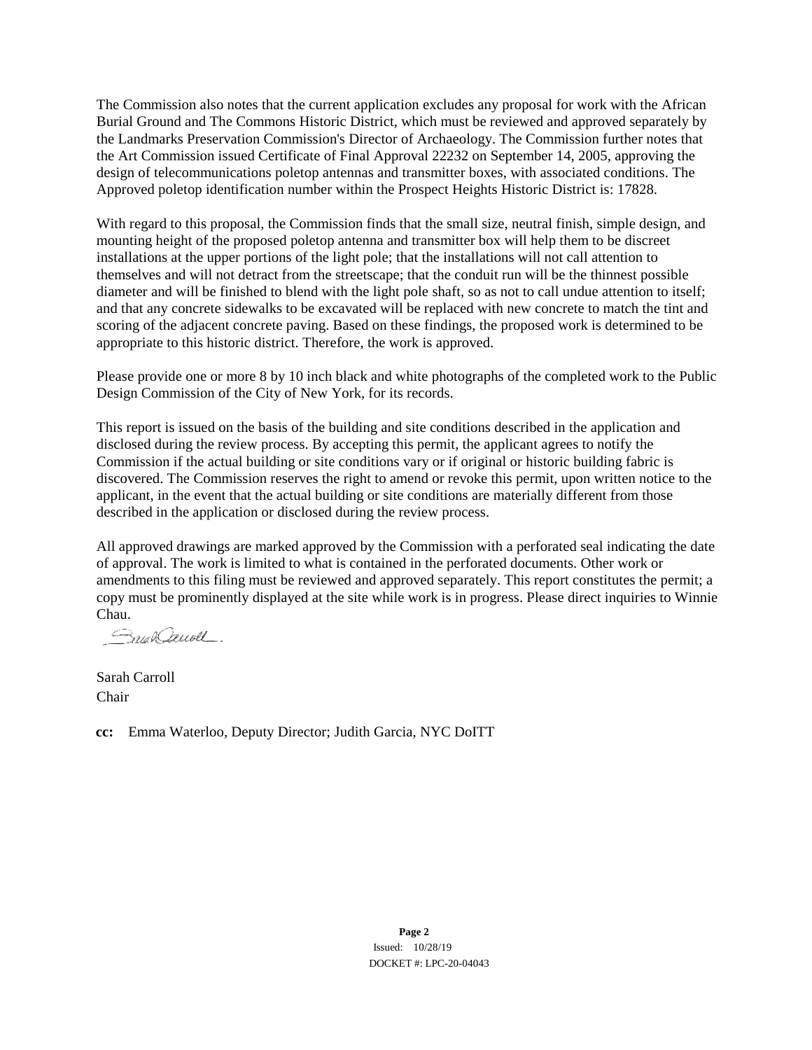The Commission also notes that the current application excludes any proposal for work with the African Burial Ground and The Commons Historic District, which must be reviewed and approved separately by the Landmarks Preservation Commission's Director of Archaeology. The Commission further notes that the Art Commission issued Certificate of Final Approval 22232 on September 14, 2005, approving the design of telecommunications poletop antennas and transmitter boxes, with associated conditions. The Approved poletop identification number within the Prospect Heights Historic District is: 17828.

With regard to this proposal, the Commission finds that the small size, neutral finish, simple design, and mounting height of the proposed poletop antenna and transmitter box will help them to be discreet installations at the upper portions of the light pole; that the installations will not call attention to themselves and will not detract from the streetscape; that the conduit run will be the thinnest possible diameter and will be finished to blend with the light pole shaft, so as not to call undue attention to itself; and that any concrete sidewalks to be excavated will be replaced with new concrete to match the tint and scoring of the adjacent concrete paving. Based on these findings, the proposed work is determined to be appropriate to this historic district. Therefore, the work is approved.

Please provide one or more 8 by 10 inch black and white photographs of the completed work to the Public Design Commission of the City of New York, for its records.

This report is issued on the basis of the building and site conditions described in the application and disclosed during the review process. By accepting this permit, the applicant agrees to notify the Commission if the actual building or site conditions vary or if original or historic building fabric is discovered. The Commission reserves the right to amend or revoke this permit, upon written notice to the applicant, in the event that the actual building or site conditions are materially different from those described in the application or disclosed during the review process.

All approved drawings are marked approved by the Commission with a perforated seal indicating the date of approval. The work is limited to what is contained in the perforated documents. Other work or amendments to this filing must be reviewed and approved separately. This report constitutes the permit; a copy must be prominently displayed at the site while work is in progress. Please direct inquiries to Winnie Chau.

Sarah Carroll
Chair

**cc:** Emma Waterloo, Deputy Director; Judith Garcia, NYC DoITT

Issued: 10/28/19
DOCKET #: LPC-20-04043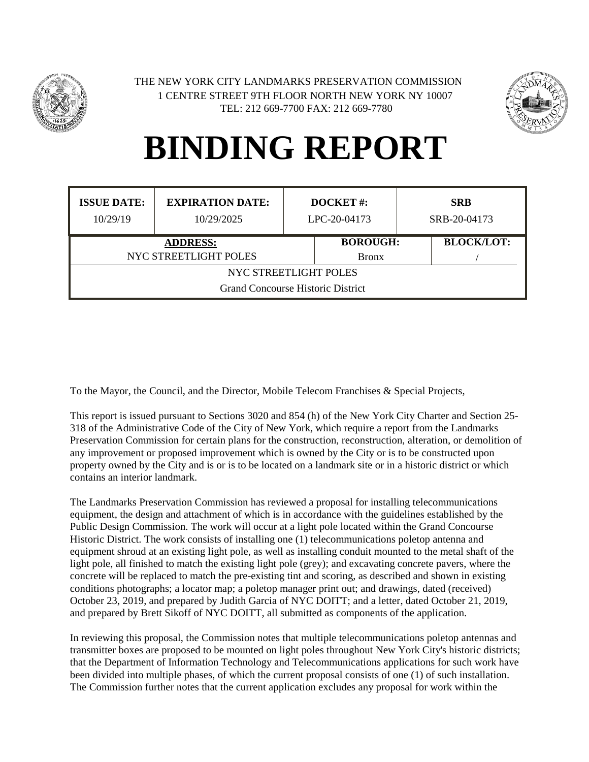THE NEW YORK CITY LANDMARKS PRESERVATION COMMISSION
1 CENTRE STREET 9TH FLOOR NORTH NEW YORK NY 10007
TEL: 212 669-7700 FAX: 212 669-7780

# BINDING REPORT

| ISSUE DATE: | EXPIRATION DATE: | DOCKET #: | SRB |
|---|---|---|---|
| 10/29/19 | 10/29/2025 | LPC-20-04173 | SRB-20-04173 |

| ADDRESS: | BOROUGH: | BLOCK/LOT: |
|---|---|---|
| NYC STREETLIGHT POLES | Bronx | / |
| NYC STREETLIGHT POLES<br>Grand Concourse Historic District | | |

To the Mayor, the Council, and the Director, Mobile Telecom Franchises & Special Projects,

This report is issued pursuant to Sections 3020 and 854 (h) of the New York City Charter and Section 25-318 of the Administrative Code of the City of New York, which require a report from the Landmarks Preservation Commission for certain plans for the construction, reconstruction, alteration, or demolition of any improvement or proposed improvement which is owned by the City or is to be constructed upon property owned by the City and is or is to be located on a landmark site or in a historic district or which contains an interior landmark.

The Landmarks Preservation Commission has reviewed a proposal for installing telecommunications equipment, the design and attachment of which is in accordance with the guidelines established by the Public Design Commission. The work will occur at a light pole located within the Grand Concourse Historic District. The work consists of installing one (1) telecommunications poletop antenna and equipment shroud at an existing light pole, as well as installing conduit mounted to the metal shaft of the light pole, all finished to match the existing light pole (grey); and excavating concrete pavers, where the concrete will be replaced to match the pre-existing tint and scoring, as described and shown in existing conditions photographs; a locator map; a poletop manager print out; and drawings, dated (received) October 23, 2019, and prepared by Judith Garcia of NYC DOITT; and a letter, dated October 21, 2019, and prepared by Brett Sikoff of NYC DOITT, all submitted as components of the application.

In reviewing this proposal, the Commission notes that multiple telecommunications poletop antennas and transmitter boxes are proposed to be mounted on light poles throughout New York City's historic districts; that the Department of Information Technology and Telecommunications applications for such work have been divided into multiple phases, of which the current proposal consists of one (1) of such installation. The Commission further notes that the current application excludes any proposal for work within the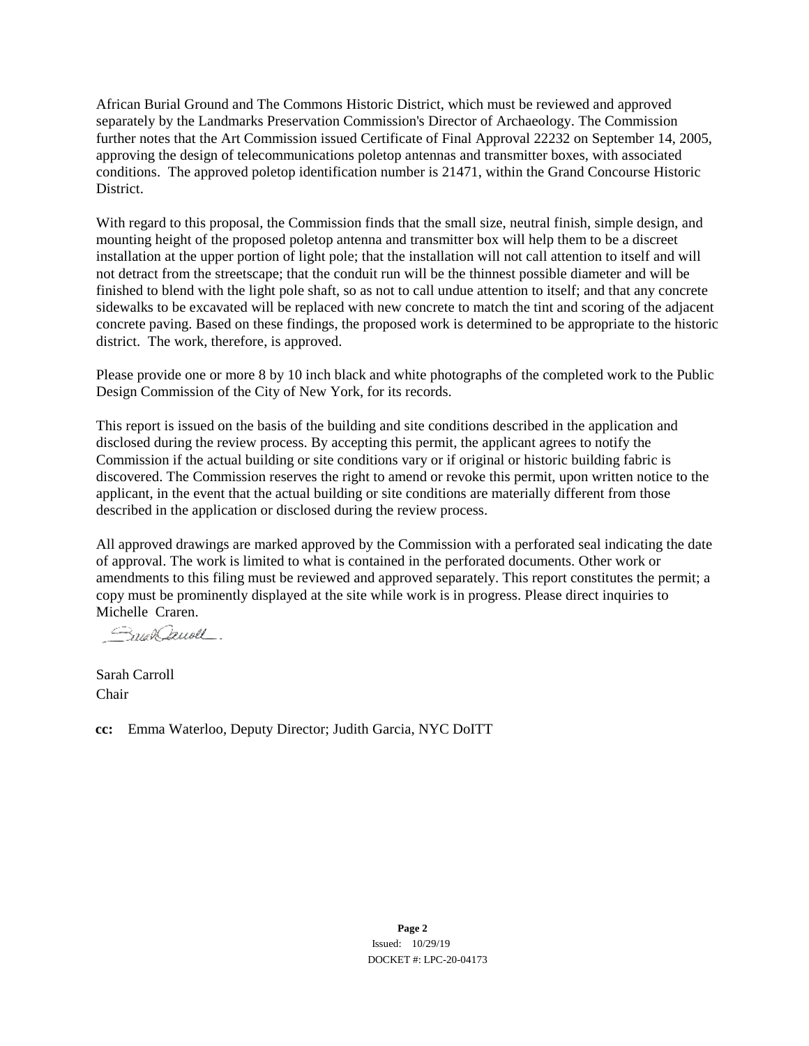African Burial Ground and The Commons Historic District, which must be reviewed and approved separately by the Landmarks Preservation Commission's Director of Archaeology. The Commission further notes that the Art Commission issued Certificate of Final Approval 22232 on September 14, 2005, approving the design of telecommunications poletop antennas and transmitter boxes, with associated conditions. The approved poletop identification number is 21471, within the Grand Concourse Historic District.

With regard to this proposal, the Commission finds that the small size, neutral finish, simple design, and mounting height of the proposed poletop antenna and transmitter box will help them to be a discreet installation at the upper portion of light pole; that the installation will not call attention to itself and will not detract from the streetscape; that the conduit run will be the thinnest possible diameter and will be finished to blend with the light pole shaft, so as not to call undue attention to itself; and that any concrete sidewalks to be excavated will be replaced with new concrete to match the tint and scoring of the adjacent concrete paving. Based on these findings, the proposed work is determined to be appropriate to the historic district. The work, therefore, is approved.

Please provide one or more 8 by 10 inch black and white photographs of the completed work to the Public Design Commission of the City of New York, for its records.

This report is issued on the basis of the building and site conditions described in the application and disclosed during the review process. By accepting this permit, the applicant agrees to notify the Commission if the actual building or site conditions vary or if original or historic building fabric is discovered. The Commission reserves the right to amend or revoke this permit, upon written notice to the applicant, in the event that the actual building or site conditions are materially different from those described in the application or disclosed during the review process.

All approved drawings are marked approved by the Commission with a perforated seal indicating the date of approval. The work is limited to what is contained in the perforated documents. Other work or amendments to this filing must be reviewed and approved separately. This report constitutes the permit; a copy must be prominently displayed at the site while work is in progress. Please direct inquiries to Michelle Craren.

Sarah Carroll
Chair

**cc:** Emma Waterloo, Deputy Director; Judith Garcia, NYC DoITT

Issued: 10/29/19
DOCKET #: LPC-20-04173